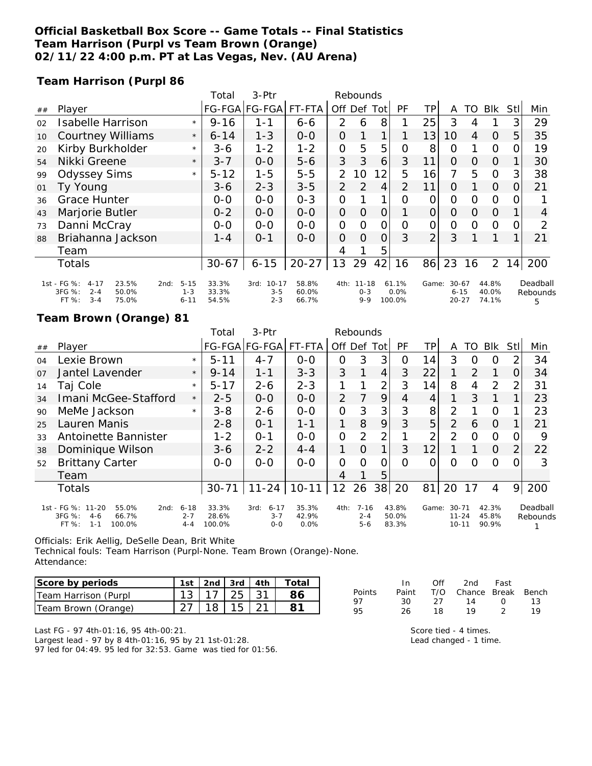# Official Basketball Box Score -- Game Totals -- Final Statistics
## Team Harrison (Purpl vs Team Brown (Orange)
## 02/11/22 4:00 p.m. PT at Las Vegas, Nev. (AU Arena)

### Team Harrison (Purpl 86

| ## | Player | | Total FG-FGA | 3-Ptr FG-FGA | FT-FTA | Rebounds Off | Def | Tot | PF | TP | A | TO | Blk | Stl | Min |
|---|---|---|---|---|---|---|---|---|---|---|---|---|---|---|---|
| 02 | Isabelle Harrison | * | 9-16 | 1-1 | 6-6 | 2 | 6 | 8 | 1 | 25 | 3 | 4 | 1 | 3 | 29 |
| 10 | Courtney Williams | * | 6-14 | 1-3 | 0-0 | 0 | 1 | 1 | 1 | 13 | 10 | 4 | 0 | 5 | 35 |
| 20 | Kirby Burkholder | * | 3-6 | 1-2 | 1-2 | 0 | 5 | 5 | 0 | 8 | 0 | 1 | 0 | 0 | 19 |
| 54 | Nikki Greene | * | 3-7 | 0-0 | 5-6 | 3 | 3 | 6 | 3 | 11 | 0 | 0 | 0 | 1 | 30 |
| 99 | Odyssey Sims | * | 5-12 | 1-5 | 5-5 | 2 | 10 | 12 | 5 | 16 | 7 | 5 | 0 | 3 | 38 |
| 01 | Ty Young | | 3-6 | 2-3 | 3-5 | 2 | 2 | 4 | 2 | 11 | 0 | 1 | 0 | 0 | 21 |
| 36 | Grace Hunter | | 0-0 | 0-0 | 0-3 | 0 | 1 | 1 | 0 | 0 | 0 | 0 | 0 | 0 | 1 |
| 43 | Marjorie Butler | | 0-2 | 0-0 | 0-0 | 0 | 0 | 0 | 1 | 0 | 0 | 0 | 0 | 1 | 4 |
| 73 | Danni McCray | | 0-0 | 0-0 | 0-0 | 0 | 0 | 0 | 0 | 0 | 0 | 0 | 0 | 0 | 2 |
| 88 | Briahanna Jackson | | 1-4 | 0-1 | 0-0 | 0 | 0 | 0 | 3 | 2 | 3 | 1 | 1 | 1 | 21 |
| | Team | | | | | 4 | 1 | 5 | | | | | | | |
| | Totals | | 30-67 | 6-15 | 20-27 | 13 | 29 | 42 | 16 | 86 | 23 | 16 | 2 | 14 | 200 |

| | 1st | 2nd | 3rd | 4th | Game | Deadball Rebounds |
|---|---|---|---|---|---|---|
| FG % | 4-17 23.5% | 5-15 33.3% | 10-17 58.8% | 11-18 61.1% | 30-67 44.8% | 5 |
| 3FG % | 2-4 50.0% | 1-3 33.3% | 3-5 60.0% | 0-3 0.0% | 6-15 40.0% | |
| FT % | 3-4 75.0% | 6-11 54.5% | 2-3 66.7% | 9-9 100.0% | 20-27 74.1% | |

### Team Brown (Orange) 81

| ## | Player | | Total FG-FGA | 3-Ptr FG-FGA | FT-FTA | Rebounds Off | Def | Tot | PF | TP | A | TO | Blk | Stl | Min |
|---|---|---|---|---|---|---|---|---|---|---|---|---|---|---|---|
| 04 | Lexie Brown | * | 5-11 | 4-7 | 0-0 | 0 | 3 | 3 | 0 | 14 | 3 | 0 | 0 | 2 | 34 |
| 07 | Jantel Lavender | * | 9-14 | 1-1 | 3-3 | 3 | 1 | 4 | 3 | 22 | 1 | 2 | 1 | 0 | 34 |
| 14 | Taj Cole | * | 5-17 | 2-6 | 2-3 | 1 | 1 | 2 | 3 | 14 | 8 | 4 | 2 | 2 | 31 |
| 34 | Imani McGee-Stafford | * | 2-5 | 0-0 | 0-0 | 2 | 7 | 9 | 4 | 4 | 1 | 3 | 1 | 1 | 23 |
| 90 | MeMe Jackson | * | 3-8 | 2-6 | 0-0 | 0 | 3 | 3 | 3 | 8 | 2 | 1 | 0 | 1 | 23 |
| 25 | Lauren Manis | | 2-8 | 0-1 | 1-1 | 1 | 8 | 9 | 3 | 5 | 2 | 6 | 0 | 1 | 21 |
| 33 | Antoinette Bannister | | 1-2 | 0-1 | 0-0 | 0 | 2 | 2 | 1 | 2 | 2 | 0 | 0 | 0 | 9 |
| 38 | Dominique Wilson | | 3-6 | 2-2 | 4-4 | 1 | 0 | 1 | 3 | 12 | 1 | 1 | 0 | 2 | 22 |
| 52 | Brittany Carter | | 0-0 | 0-0 | 0-0 | 0 | 0 | 0 | 0 | 0 | 0 | 0 | 0 | 0 | 3 |
| | Team | | | | | 4 | 1 | 5 | | | | | | | |
| | Totals | | 30-71 | 11-24 | 10-11 | 12 | 26 | 38 | 20 | 81 | 20 | 17 | 4 | 9 | 200 |

| | 1st | 2nd | 3rd | 4th | Game | Deadball Rebounds |
|---|---|---|---|---|---|---|
| FG % | 11-20 55.0% | 6-18 33.3% | 6-17 35.3% | 7-16 43.8% | 30-71 42.3% | 1 |
| 3FG % | 4-6 66.7% | 2-7 28.6% | 3-7 42.9% | 2-4 50.0% | 11-24 45.8% | |
| FT % | 1-1 100.0% | 4-4 100.0% | 0-0 0.0% | 5-6 83.3% | 10-11 90.9% | |

Officials: Erik Aellig, DeSelle Dean, Brit White
Technical fouls: Team Harrison (Purpl-None. Team Brown (Orange)-None.
Attendance:

| Score by periods | 1st | 2nd | 3rd | 4th | Total |
|---|---|---|---|---|---|
| Team Harrison (Purpl | 13 | 17 | 25 | 31 | 86 |
| Team Brown (Orange) | 27 | 18 | 15 | 21 | 81 |

| Points | In Paint | Off T/O | 2nd Chance | Fast Break | Bench |
|---|---|---|---|---|---|
| 97 | 30 | 27 | 14 | 0 | 13 |
| 95 | 26 | 18 | 19 | 2 | 19 |

Last FG - 97 4th-01:16, 95 4th-00:21.
Largest lead - 97 by 8 4th-01:16, 95 by 21 1st-01:28.
97 led for 04:49. 95 led for 32:53. Game was tied for 01:56.

Score tied - 4 times.
Lead changed - 1 time.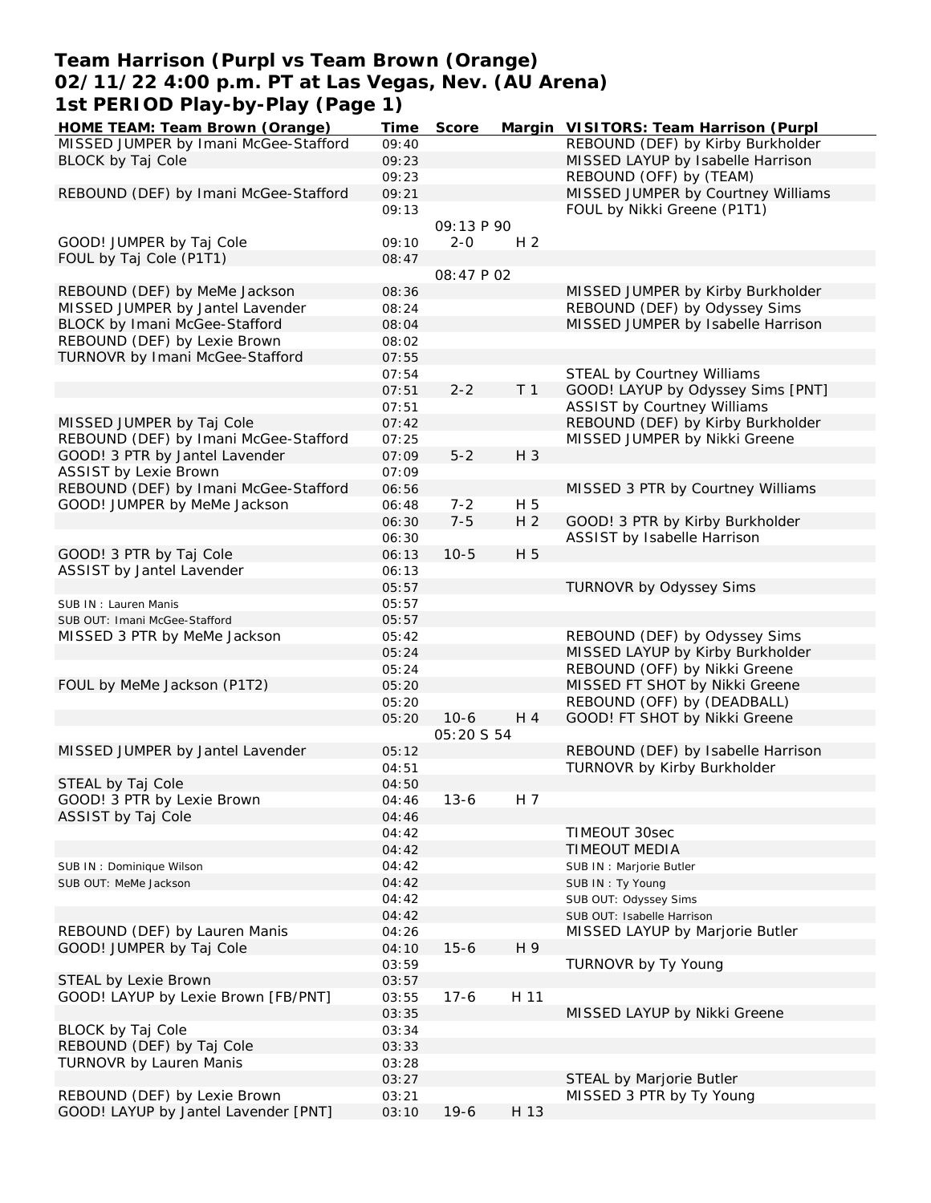# Team Harrison (Purpl vs Team Brown (Orange)
## 02/11/22 4:00 p.m. PT at Las Vegas, Nev. (AU Arena)
## 1st PERIOD Play-by-Play (Page 1)

| HOME TEAM: Team Brown (Orange) | Time | Score | Margin | VISITORS: Team Harrison (Purpl |
|---|---|---|---|---|
| MISSED JUMPER by Imani McGee-Stafford | 09:40 | | | REBOUND (DEF) by Kirby Burkholder |
| BLOCK by Taj Cole | 09:23 | | | MISSED LAYUP by Isabelle Harrison |
| | 09:23 | | | REBOUND (OFF) by (TEAM) |
| REBOUND (DEF) by Imani McGee-Stafford | 09:21 | | | MISSED JUMPER by Courtney Williams |
| | 09:13 | | | FOUL by Nikki Greene (P1T1) |
| | | 09:13 P 90 | | |
| GOOD! JUMPER by Taj Cole | 09:10 | 2-0 | H 2 | |
| FOUL by Taj Cole (P1T1) | 08:47 | | | |
| | | 08:47 P 02 | | |
| REBOUND (DEF) by MeMe Jackson | 08:36 | | | MISSED JUMPER by Kirby Burkholder |
| MISSED JUMPER by Jantel Lavender | 08:24 | | | REBOUND (DEF) by Odyssey Sims |
| BLOCK by Imani McGee-Stafford | 08:04 | | | MISSED JUMPER by Isabelle Harrison |
| REBOUND (DEF) by Lexie Brown | 08:02 | | | |
| TURNOVR by Imani McGee-Stafford | 07:55 | | | |
| | 07:54 | | | STEAL by Courtney Williams |
| | 07:51 | 2-2 | T 1 | GOOD! LAYUP by Odyssey Sims [PNT] |
| | 07:51 | | | ASSIST by Courtney Williams |
| MISSED JUMPER by Taj Cole | 07:42 | | | REBOUND (DEF) by Kirby Burkholder |
| REBOUND (DEF) by Imani McGee-Stafford | 07:25 | | | MISSED JUMPER by Nikki Greene |
| GOOD! 3 PTR by Jantel Lavender | 07:09 | 5-2 | H 3 | |
| ASSIST by Lexie Brown | 07:09 | | | |
| REBOUND (DEF) by Imani McGee-Stafford | 06:56 | | | MISSED 3 PTR by Courtney Williams |
| GOOD! JUMPER by MeMe Jackson | 06:48 | 7-2 | H 5 | |
| | 06:30 | 7-5 | H 2 | GOOD! 3 PTR by Kirby Burkholder |
| | 06:30 | | | ASSIST by Isabelle Harrison |
| GOOD! 3 PTR by Taj Cole | 06:13 | 10-5 | H 5 | |
| ASSIST by Jantel Lavender | 06:13 | | | |
| | 05:57 | | | TURNOVR by Odyssey Sims |
| SUB IN : Lauren Manis | 05:57 | | | |
| SUB OUT: Imani McGee-Stafford | 05:57 | | | |
| MISSED 3 PTR by MeMe Jackson | 05:42 | | | REBOUND (DEF) by Odyssey Sims |
| | 05:24 | | | MISSED LAYUP by Kirby Burkholder |
| | 05:24 | | | REBOUND (OFF) by Nikki Greene |
| FOUL by MeMe Jackson (P1T2) | 05:20 | | | MISSED FT SHOT by Nikki Greene |
| | 05:20 | | | REBOUND (OFF) by (DEADBALL) |
| | 05:20 | 10-6 | H 4 | GOOD! FT SHOT by Nikki Greene |
| | | 05:20 S 54 | | |
| MISSED JUMPER by Jantel Lavender | 05:12 | | | REBOUND (DEF) by Isabelle Harrison |
| | 04:51 | | | TURNOVR by Kirby Burkholder |
| STEAL by Taj Cole | 04:50 | | | |
| GOOD! 3 PTR by Lexie Brown | 04:46 | 13-6 | H 7 | |
| ASSIST by Taj Cole | 04:46 | | | |
| | 04:42 | | | TIMEOUT 30sec |
| | 04:42 | | | TIMEOUT MEDIA |
| SUB IN : Dominique Wilson | 04:42 | | | SUB IN : Marjorie Butler |
| SUB OUT: MeMe Jackson | 04:42 | | | SUB IN : Ty Young |
| | 04:42 | | | SUB OUT: Odyssey Sims |
| | 04:42 | | | SUB OUT: Isabelle Harrison |
| REBOUND (DEF) by Lauren Manis | 04:26 | | | MISSED LAYUP by Marjorie Butler |
| GOOD! JUMPER by Taj Cole | 04:10 | 15-6 | H 9 | |
| | 03:59 | | | TURNOVR by Ty Young |
| STEAL by Lexie Brown | 03:57 | | | |
| GOOD! LAYUP by Lexie Brown [FB/PNT] | 03:55 | 17-6 | H 11 | |
| | 03:35 | | | MISSED LAYUP by Nikki Greene |
| BLOCK by Taj Cole | 03:34 | | | |
| REBOUND (DEF) by Taj Cole | 03:33 | | | |
| TURNOVR by Lauren Manis | 03:28 | | | |
| | 03:27 | | | STEAL by Marjorie Butler |
| REBOUND (DEF) by Lexie Brown | 03:21 | | | MISSED 3 PTR by Ty Young |
| GOOD! LAYUP by Jantel Lavender [PNT] | 03:10 | 19-6 | H 13 | |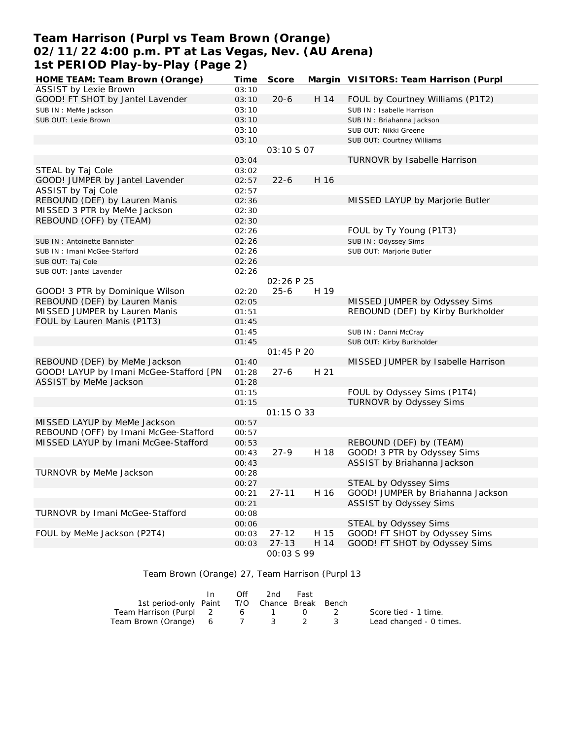# Team Harrison (Purpl vs Team Brown (Orange)
## 02/11/22 4:00 p.m. PT at Las Vegas, Nev. (AU Arena)
## 1st PERIOD Play-by-Play (Page 2)

| HOME TEAM: Team Brown (Orange) | Time | Score | Margin | VISITORS: Team Harrison (Purpl |
|---|---|---|---|---|
| ASSIST by Lexie Brown | 03:10 | | | |
| GOOD! FT SHOT by Jantel Lavender | 03:10 | 20-6 | H 14 | FOUL by Courtney Williams (P1T2) |
| SUB IN : MeMe Jackson | 03:10 | | | SUB IN : Isabelle Harrison |
| SUB OUT: Lexie Brown | 03:10 | | | SUB IN : Briahanna Jackson |
| | 03:10 | | | SUB OUT: Nikki Greene |
| | 03:10 | | | SUB OUT: Courtney Williams |
| | | 03:10 S 07 | | |
| | 03:04 | | | TURNOVR by Isabelle Harrison |
| STEAL by Taj Cole | 03:02 | | | |
| GOOD! JUMPER by Jantel Lavender | 02:57 | 22-6 | H 16 | |
| ASSIST by Taj Cole | 02:57 | | | |
| REBOUND (DEF) by Lauren Manis | 02:36 | | | MISSED LAYUP by Marjorie Butler |
| MISSED 3 PTR by MeMe Jackson | 02:30 | | | |
| REBOUND (OFF) by (TEAM) | 02:30 | | | |
| | 02:26 | | | FOUL by Ty Young (P1T3) |
| SUB IN : Antoinette Bannister | 02:26 | | | SUB IN : Odyssey Sims |
| SUB IN : Imani McGee-Stafford | 02:26 | | | SUB OUT: Marjorie Butler |
| SUB OUT: Taj Cole | 02:26 | | | |
| SUB OUT: Jantel Lavender | 02:26 | | | |
| | | 02:26 P 25 | | |
| GOOD! 3 PTR by Dominique Wilson | 02:20 | 25-6 | H 19 | |
| REBOUND (DEF) by Lauren Manis | 02:05 | | | MISSED JUMPER by Odyssey Sims |
| MISSED JUMPER by Lauren Manis | 01:51 | | | REBOUND (DEF) by Kirby Burkholder |
| FOUL by Lauren Manis (P1T3) | 01:45 | | | |
| | 01:45 | | | SUB IN : Danni McCray |
| | 01:45 | | | SUB OUT: Kirby Burkholder |
| | | 01:45 P 20 | | |
| REBOUND (DEF) by MeMe Jackson | 01:40 | | | MISSED JUMPER by Isabelle Harrison |
| GOOD! LAYUP by Imani McGee-Stafford [PN | 01:28 | 27-6 | H 21 | |
| ASSIST by MeMe Jackson | 01:28 | | | |
| | 01:15 | | | FOUL by Odyssey Sims (P1T4) |
| | 01:15 | | | TURNOVR by Odyssey Sims |
| | | 01:15 O 33 | | |
| MISSED LAYUP by MeMe Jackson | 00:57 | | | |
| REBOUND (OFF) by Imani McGee-Stafford | 00:57 | | | |
| MISSED LAYUP by Imani McGee-Stafford | 00:53 | | | REBOUND (DEF) by (TEAM) |
| | 00:43 | 27-9 | H 18 | GOOD! 3 PTR by Odyssey Sims |
| | 00:43 | | | ASSIST by Briahanna Jackson |
| TURNOVR by MeMe Jackson | 00:28 | | | |
| | 00:27 | | | STEAL by Odyssey Sims |
| | 00:21 | 27-11 | H 16 | GOOD! JUMPER by Briahanna Jackson |
| | 00:21 | | | ASSIST by Odyssey Sims |
| TURNOVR by Imani McGee-Stafford | 00:08 | | | |
| | 00:06 | | | STEAL by Odyssey Sims |
| FOUL by MeMe Jackson (P2T4) | 00:03 | 27-12 | H 15 | GOOD! FT SHOT by Odyssey Sims |
| | 00:03 | 27-13 | H 14 | GOOD! FT SHOT by Odyssey Sims |
| | | 00:03 S 99 | | |

Team Brown (Orange) 27, Team Harrison (Purpl 13

| 1st period-only | In Paint | Off T/O | 2nd Chance | Fast Break | Bench |
|---|---|---|---|---|---|
| Team Harrison (Purpl | 2 | 6 | 1 | 0 | 2 |
| Team Brown (Orange) | 6 | 7 | 3 | 2 | 3 |

Score tied - 1 time.
Lead changed - 0 times.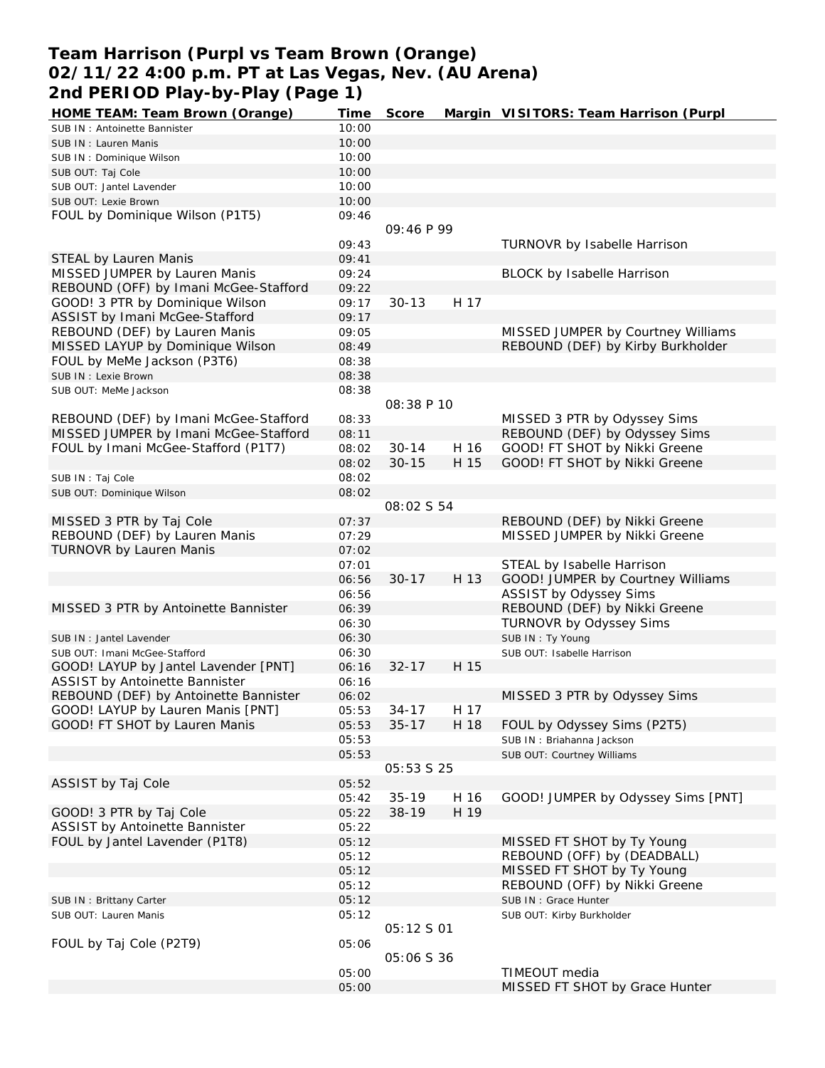# Team Harrison (Purpl vs Team Brown (Orange)
## 02/11/22 4:00 p.m. PT at Las Vegas, Nev. (AU Arena)
## 2nd PERIOD Play-by-Play (Page 1)

| HOME TEAM: Team Brown (Orange) | Time | Score | Margin | VISITORS: Team Harrison (Purpl |
|---|---|---|---|---|
| SUB IN : Antoinette Bannister | 10:00 | | | |
| SUB IN : Lauren Manis | 10:00 | | | |
| SUB IN : Dominique Wilson | 10:00 | | | |
| SUB OUT: Taj Cole | 10:00 | | | |
| SUB OUT: Jantel Lavender | 10:00 | | | |
| SUB OUT: Lexie Brown | 10:00 | | | |
| FOUL by Dominique Wilson (P1T5) | 09:46 | | | |
| | | 09:46 P 99 | | |
| | 09:43 | | | TURNOVR by Isabelle Harrison |
| STEAL by Lauren Manis | 09:41 | | | |
| MISSED JUMPER by Lauren Manis | 09:24 | | | BLOCK by Isabelle Harrison |
| REBOUND (OFF) by Imani McGee-Stafford | 09:22 | | | |
| GOOD! 3 PTR by Dominique Wilson | 09:17 | 30-13 | H 17 | |
| ASSIST by Imani McGee-Stafford | 09:17 | | | |
| REBOUND (DEF) by Lauren Manis | 09:05 | | | MISSED JUMPER by Courtney Williams |
| MISSED LAYUP by Dominique Wilson | 08:49 | | | REBOUND (DEF) by Kirby Burkholder |
| FOUL by MeMe Jackson (P3T6) | 08:38 | | | |
| SUB IN : Lexie Brown | 08:38 | | | |
| SUB OUT: MeMe Jackson | 08:38 | | | |
| | | 08:38 P 10 | | |
| REBOUND (DEF) by Imani McGee-Stafford | 08:33 | | | MISSED 3 PTR by Odyssey Sims |
| MISSED JUMPER by Imani McGee-Stafford | 08:11 | | | REBOUND (DEF) by Odyssey Sims |
| FOUL by Imani McGee-Stafford (P1T7) | 08:02 | 30-14 | H 16 | GOOD! FT SHOT by Nikki Greene |
| | 08:02 | 30-15 | H 15 | GOOD! FT SHOT by Nikki Greene |
| SUB IN : Taj Cole | 08:02 | | | |
| SUB OUT: Dominique Wilson | 08:02 | | | |
| | | 08:02 S 54 | | |
| MISSED 3 PTR by Taj Cole | 07:37 | | | REBOUND (DEF) by Nikki Greene |
| REBOUND (DEF) by Lauren Manis | 07:29 | | | MISSED JUMPER by Nikki Greene |
| TURNOVR by Lauren Manis | 07:02 | | | |
| | 07:01 | | | STEAL by Isabelle Harrison |
| | 06:56 | 30-17 | H 13 | GOOD! JUMPER by Courtney Williams |
| | 06:56 | | | ASSIST by Odyssey Sims |
| MISSED 3 PTR by Antoinette Bannister | 06:39 | | | REBOUND (DEF) by Nikki Greene |
| | 06:30 | | | TURNOVR by Odyssey Sims |
| SUB IN : Jantel Lavender | 06:30 | | | SUB IN : Ty Young |
| SUB OUT: Imani McGee-Stafford | 06:30 | | | SUB OUT: Isabelle Harrison |
| GOOD! LAYUP by Jantel Lavender [PNT] | 06:16 | 32-17 | H 15 | |
| ASSIST by Antoinette Bannister | 06:16 | | | |
| REBOUND (DEF) by Antoinette Bannister | 06:02 | | | MISSED 3 PTR by Odyssey Sims |
| GOOD! LAYUP by Lauren Manis [PNT] | 05:53 | 34-17 | H 17 | |
| GOOD! FT SHOT by Lauren Manis | 05:53 | 35-17 | H 18 | FOUL by Odyssey Sims (P2T5) |
| | 05:53 | | | SUB IN : Briahanna Jackson |
| | 05:53 | | | SUB OUT: Courtney Williams |
| | | 05:53 S 25 | | |
| ASSIST by Taj Cole | 05:52 | | | |
| | 05:42 | 35-19 | H 16 | GOOD! JUMPER by Odyssey Sims [PNT] |
| GOOD! 3 PTR by Taj Cole | 05:22 | 38-19 | H 19 | |
| ASSIST by Antoinette Bannister | 05:22 | | | |
| FOUL by Jantel Lavender (P1T8) | 05:12 | | | MISSED FT SHOT by Ty Young |
| | 05:12 | | | REBOUND (OFF) by (DEADBALL) |
| | 05:12 | | | MISSED FT SHOT by Ty Young |
| | 05:12 | | | REBOUND (OFF) by Nikki Greene |
| SUB IN : Brittany Carter | 05:12 | | | SUB IN : Grace Hunter |
| SUB OUT: Lauren Manis | 05:12 | | | SUB OUT: Kirby Burkholder |
| | | 05:12 S 01 | | |
| FOUL by Taj Cole (P2T9) | 05:06 | | | |
| | | 05:06 S 36 | | |
| | 05:00 | | | TIMEOUT media |
| | 05:00 | | | MISSED FT SHOT by Grace Hunter |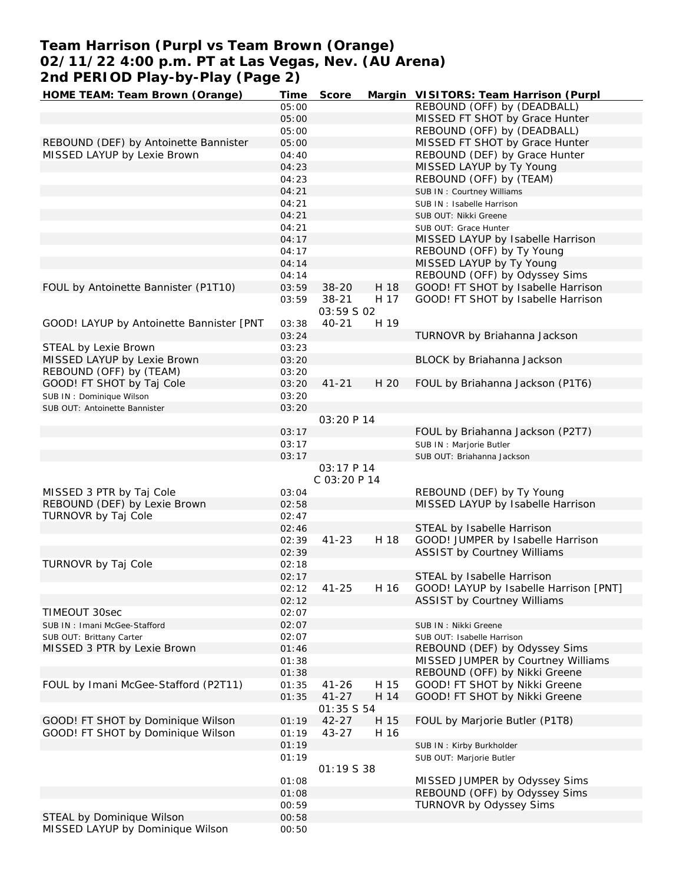# Team Harrison (Purpl vs Team Brown (Orange)
## 02/11/22 4:00 p.m. PT at Las Vegas, Nev. (AU Arena)
## 2nd PERIOD Play-by-Play (Page 2)

| HOME TEAM: Team Brown (Orange) | Time | Score | Margin | VISITORS: Team Harrison (Purpl |
|---|---|---|---|---|
| | 05:00 | | | REBOUND (OFF) by (DEADBALL) |
| | 05:00 | | | MISSED FT SHOT by Grace Hunter |
| | 05:00 | | | REBOUND (OFF) by (DEADBALL) |
| REBOUND (DEF) by Antoinette Bannister | 05:00 | | | MISSED FT SHOT by Grace Hunter |
| MISSED LAYUP by Lexie Brown | 04:40 | | | REBOUND (DEF) by Grace Hunter |
| | 04:23 | | | MISSED LAYUP by Ty Young |
| | 04:23 | | | REBOUND (OFF) by (TEAM) |
| | 04:21 | | | SUB IN : Courtney Williams |
| | 04:21 | | | SUB IN : Isabelle Harrison |
| | 04:21 | | | SUB OUT: Nikki Greene |
| | 04:21 | | | SUB OUT: Grace Hunter |
| | 04:17 | | | MISSED LAYUP by Isabelle Harrison |
| | 04:17 | | | REBOUND (OFF) by Ty Young |
| | 04:14 | | | MISSED LAYUP by Ty Young |
| | 04:14 | | | REBOUND (OFF) by Odyssey Sims |
| FOUL by Antoinette Bannister (P1T10) | 03:59 | 38-20 | H 18 | GOOD! FT SHOT by Isabelle Harrison |
| | 03:59 | 38-21 | H 17 | GOOD! FT SHOT by Isabelle Harrison |
| | | 03:59 S 02 | | |
| GOOD! LAYUP by Antoinette Bannister [PNT | 03:38 | 40-21 | H 19 | |
| | 03:24 | | | TURNOVR by Briahanna Jackson |
| STEAL by Lexie Brown | 03:23 | | | |
| MISSED LAYUP by Lexie Brown | 03:20 | | | BLOCK by Briahanna Jackson |
| REBOUND (OFF) by (TEAM) | 03:20 | | | |
| GOOD! FT SHOT by Taj Cole | 03:20 | 41-21 | H 20 | FOUL by Briahanna Jackson (P1T6) |
| SUB IN : Dominique Wilson | 03:20 | | | |
| SUB OUT: Antoinette Bannister | 03:20 | | | |
| | | 03:20 P 14 | | |
| | 03:17 | | | FOUL by Briahanna Jackson (P2T7) |
| | 03:17 | | | SUB IN : Marjorie Butler |
| | 03:17 | | | SUB OUT: Briahanna Jackson |
| | | 03:17 P 14 | | |
| | | C 03:20 P 14 | | |
| MISSED 3 PTR by Taj Cole | 03:04 | | | REBOUND (DEF) by Ty Young |
| REBOUND (DEF) by Lexie Brown | 02:58 | | | MISSED LAYUP by Isabelle Harrison |
| TURNOVR by Taj Cole | 02:47 | | | |
| | 02:46 | | | STEAL by Isabelle Harrison |
| | 02:39 | 41-23 | H 18 | GOOD! JUMPER by Isabelle Harrison |
| | 02:39 | | | ASSIST by Courtney Williams |
| TURNOVR by Taj Cole | 02:18 | | | |
| | 02:17 | | | STEAL by Isabelle Harrison |
| | 02:12 | 41-25 | H 16 | GOOD! LAYUP by Isabelle Harrison [PNT] |
| | 02:12 | | | ASSIST by Courtney Williams |
| TIMEOUT 30sec | 02:07 | | | |
| SUB IN : Imani McGee-Stafford | 02:07 | | | SUB IN : Nikki Greene |
| SUB OUT: Brittany Carter | 02:07 | | | SUB OUT: Isabelle Harrison |
| MISSED 3 PTR by Lexie Brown | 01:46 | | | REBOUND (DEF) by Odyssey Sims |
| | 01:38 | | | MISSED JUMPER by Courtney Williams |
| | 01:38 | | | REBOUND (OFF) by Nikki Greene |
| FOUL by Imani McGee-Stafford (P2T11) | 01:35 | 41-26 | H 15 | GOOD! FT SHOT by Nikki Greene |
| | 01:35 | 41-27 | H 14 | GOOD! FT SHOT by Nikki Greene |
| | | 01:35 S 54 | | |
| GOOD! FT SHOT by Dominique Wilson | 01:19 | 42-27 | H 15 | FOUL by Marjorie Butler (P1T8) |
| GOOD! FT SHOT by Dominique Wilson | 01:19 | 43-27 | H 16 | |
| | 01:19 | | | SUB IN : Kirby Burkholder |
| | 01:19 | | | SUB OUT: Marjorie Butler |
| | | 01:19 S 38 | | |
| | 01:08 | | | MISSED JUMPER by Odyssey Sims |
| | 01:08 | | | REBOUND (OFF) by Odyssey Sims |
| | 00:59 | | | TURNOVR by Odyssey Sims |
| STEAL by Dominique Wilson | 00:58 | | | |
| MISSED LAYUP by Dominique Wilson | 00:50 | | | |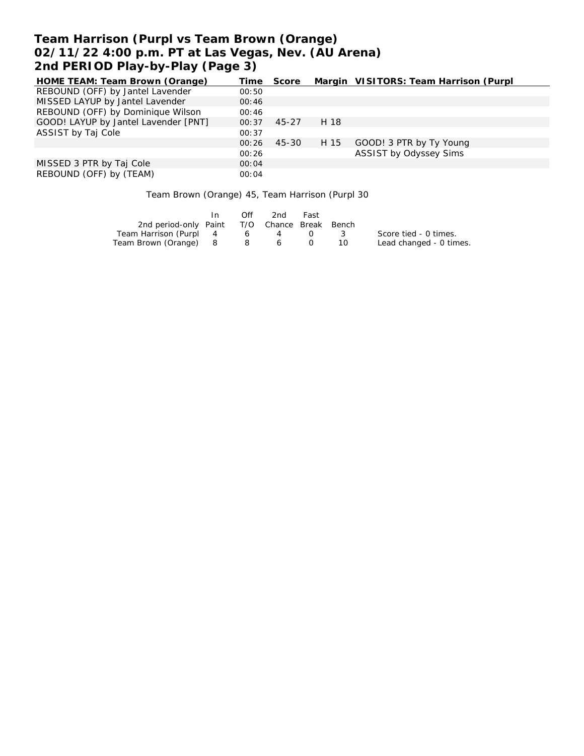# Team Harrison (Purpl vs Team Brown (Orange)
## 02/11/22 4:00 p.m. PT at Las Vegas, Nev. (AU Arena)
## 2nd PERIOD Play-by-Play (Page 3)

| HOME TEAM: Team Brown (Orange) | Time | Score | Margin | VISITORS: Team Harrison (Purpl |
|---|---|---|---|---|
| REBOUND (OFF) by Jantel Lavender | 00:50 | | | |
| MISSED LAYUP by Jantel Lavender | 00:46 | | | |
| REBOUND (OFF) by Dominique Wilson | 00:46 | | | |
| GOOD! LAYUP by Jantel Lavender [PNT] | 00:37 | 45-27 | H 18 | |
| ASSIST by Taj Cole | 00:37 | | | |
| | 00:26 | 45-30 | H 15 | GOOD! 3 PTR by Ty Young |
| | 00:26 | | | ASSIST by Odyssey Sims |
| MISSED 3 PTR by Taj Cole | 00:04 | | | |
| REBOUND (OFF) by (TEAM) | 00:04 | | | |

Team Brown (Orange) 45, Team Harrison (Purpl 30

| 2nd period-only | In Paint | Off T/O | 2nd Chance | Fast Break | Bench |
|---|---|---|---|---|---|
| Team Harrison (Purpl | 4 | 6 | 4 | 0 | 3 |
| Team Brown (Orange) | 8 | 8 | 6 | 0 | 10 |

Score tied - 0 times.
Lead changed - 0 times.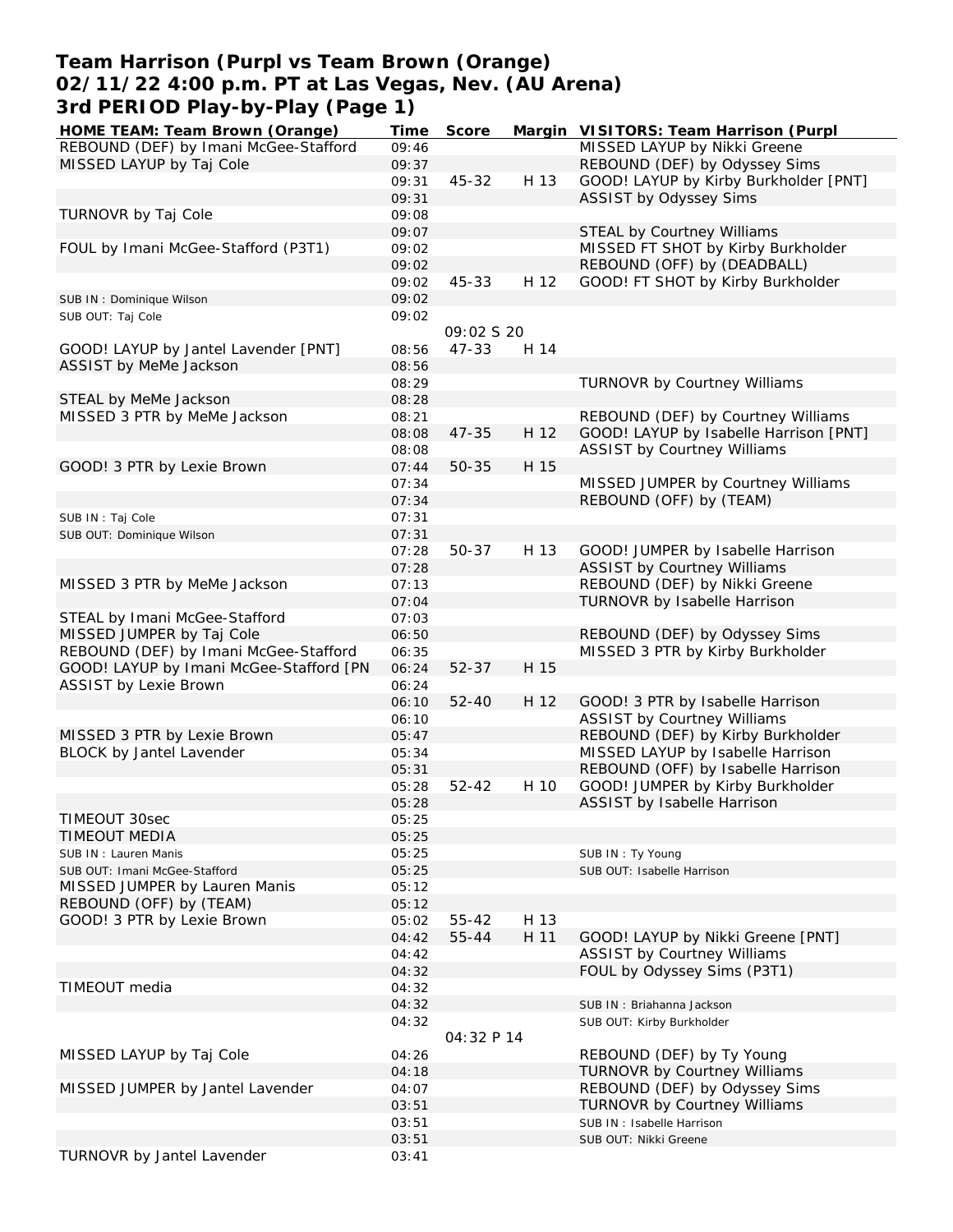# Team Harrison (Purpl vs Team Brown (Orange)
## 02/11/22 4:00 p.m. PT at Las Vegas, Nev. (AU Arena)
## 3rd PERIOD Play-by-Play (Page 1)

| HOME TEAM: Team Brown (Orange) | Time | Score | Margin | VISITORS: Team Harrison (Purpl |
|---|---|---|---|---|
| REBOUND (DEF) by Imani McGee-Stafford | 09:46 | | | MISSED LAYUP by Nikki Greene |
| MISSED LAYUP by Taj Cole | 09:37 | | | REBOUND (DEF) by Odyssey Sims |
| | 09:31 | 45-32 | H 13 | GOOD! LAYUP by Kirby Burkholder [PNT] |
| | 09:31 | | | ASSIST by Odyssey Sims |
| TURNOVR by Taj Cole | 09:08 | | | |
| | 09:07 | | | STEAL by Courtney Williams |
| FOUL by Imani McGee-Stafford (P3T1) | 09:02 | | | MISSED FT SHOT by Kirby Burkholder |
| | 09:02 | | | REBOUND (OFF) by (DEADBALL) |
| | 09:02 | 45-33 | H 12 | GOOD! FT SHOT by Kirby Burkholder |
| SUB IN : Dominique Wilson | 09:02 | | | |
| SUB OUT: Taj Cole | 09:02 | | | |
| | | 09:02 S 20 | | |
| GOOD! LAYUP by Jantel Lavender [PNT] | 08:56 | 47-33 | H 14 | |
| ASSIST by MeMe Jackson | 08:56 | | | |
| | 08:29 | | | TURNOVR by Courtney Williams |
| STEAL by MeMe Jackson | 08:28 | | | |
| MISSED 3 PTR by MeMe Jackson | 08:21 | | | REBOUND (DEF) by Courtney Williams |
| | 08:08 | 47-35 | H 12 | GOOD! LAYUP by Isabelle Harrison [PNT] |
| | 08:08 | | | ASSIST by Courtney Williams |
| GOOD! 3 PTR by Lexie Brown | 07:44 | 50-35 | H 15 | |
| | 07:34 | | | MISSED JUMPER by Courtney Williams |
| | 07:34 | | | REBOUND (OFF) by (TEAM) |
| SUB IN : Taj Cole | 07:31 | | | |
| SUB OUT: Dominique Wilson | 07:31 | | | |
| | 07:28 | 50-37 | H 13 | GOOD! JUMPER by Isabelle Harrison |
| | 07:28 | | | ASSIST by Courtney Williams |
| MISSED 3 PTR by MeMe Jackson | 07:13 | | | REBOUND (DEF) by Nikki Greene |
| | 07:04 | | | TURNOVR by Isabelle Harrison |
| STEAL by Imani McGee-Stafford | 07:03 | | | |
| MISSED JUMPER by Taj Cole | 06:50 | | | REBOUND (DEF) by Odyssey Sims |
| REBOUND (DEF) by Imani McGee-Stafford | 06:35 | | | MISSED 3 PTR by Kirby Burkholder |
| GOOD! LAYUP by Imani McGee-Stafford [PN | 06:24 | 52-37 | H 15 | |
| ASSIST by Lexie Brown | 06:24 | | | |
| | 06:10 | 52-40 | H 12 | GOOD! 3 PTR by Isabelle Harrison |
| | 06:10 | | | ASSIST by Courtney Williams |
| MISSED 3 PTR by Lexie Brown | 05:47 | | | REBOUND (DEF) by Kirby Burkholder |
| BLOCK by Jantel Lavender | 05:34 | | | MISSED LAYUP by Isabelle Harrison |
| | 05:31 | | | REBOUND (OFF) by Isabelle Harrison |
| | 05:28 | 52-42 | H 10 | GOOD! JUMPER by Kirby Burkholder |
| | 05:28 | | | ASSIST by Isabelle Harrison |
| TIMEOUT 30sec | 05:25 | | | |
| TIMEOUT MEDIA | 05:25 | | | |
| SUB IN : Lauren Manis | 05:25 | | | SUB IN : Ty Young |
| SUB OUT: Imani McGee-Stafford | 05:25 | | | SUB OUT: Isabelle Harrison |
| MISSED JUMPER by Lauren Manis | 05:12 | | | |
| REBOUND (OFF) by (TEAM) | 05:12 | | | |
| GOOD! 3 PTR by Lexie Brown | 05:02 | 55-42 | H 13 | |
| | 04:42 | 55-44 | H 11 | GOOD! LAYUP by Nikki Greene [PNT] |
| | 04:42 | | | ASSIST by Courtney Williams |
| | 04:32 | | | FOUL by Odyssey Sims (P3T1) |
| TIMEOUT media | 04:32 | | | |
| | 04:32 | | | SUB IN : Briahanna Jackson |
| | 04:32 | | | SUB OUT: Kirby Burkholder |
| | | 04:32 P 14 | | |
| MISSED LAYUP by Taj Cole | 04:26 | | | REBOUND (DEF) by Ty Young |
| | 04:18 | | | TURNOVR by Courtney Williams |
| MISSED JUMPER by Jantel Lavender | 04:07 | | | REBOUND (DEF) by Odyssey Sims |
| | 03:51 | | | TURNOVR by Courtney Williams |
| | 03:51 | | | SUB IN : Isabelle Harrison |
| | 03:51 | | | SUB OUT: Nikki Greene |
| TURNOVR by Jantel Lavender | 03:41 | | | |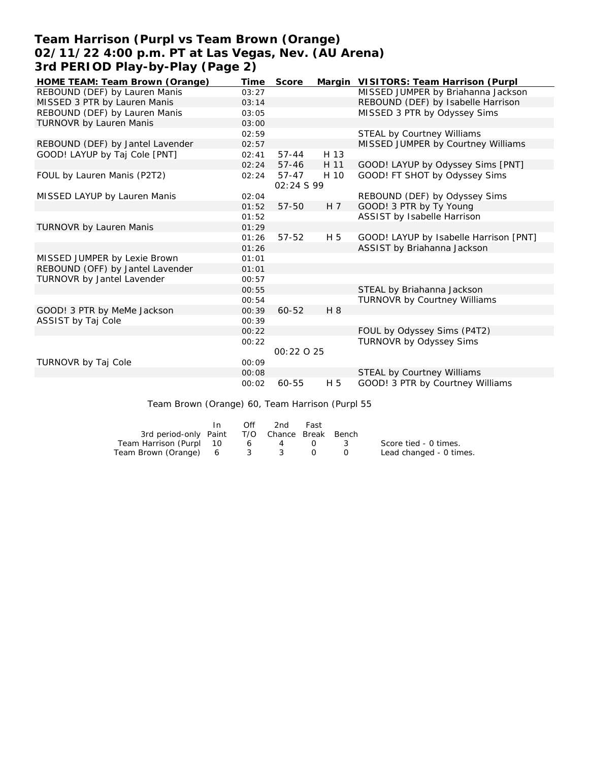# Team Harrison (Purpl vs Team Brown (Orange)
## 02/11/22 4:00 p.m. PT at Las Vegas, Nev. (AU Arena)
## 3rd PERIOD Play-by-Play (Page 2)

| HOME TEAM: Team Brown (Orange) | Time | Score | Margin | VISITORS: Team Harrison (Purpl |
|---|---|---|---|---|
| REBOUND (DEF) by Lauren Manis | 03:27 | | | MISSED JUMPER by Briahanna Jackson |
| MISSED 3 PTR by Lauren Manis | 03:14 | | | REBOUND (DEF) by Isabelle Harrison |
| REBOUND (DEF) by Lauren Manis | 03:05 | | | MISSED 3 PTR by Odyssey Sims |
| TURNOVR by Lauren Manis | 03:00 | | | |
| | 02:59 | | | STEAL by Courtney Williams |
| REBOUND (DEF) by Jantel Lavender | 02:57 | | | MISSED JUMPER by Courtney Williams |
| GOOD! LAYUP by Taj Cole [PNT] | 02:41 | 57-44 | H 13 | |
| | 02:24 | 57-46 | H 11 | GOOD! LAYUP by Odyssey Sims [PNT] |
| FOUL by Lauren Manis (P2T2) | 02:24 | 57-47 | H 10 | GOOD! FT SHOT by Odyssey Sims |
| | | 02:24 S 99 | | |
| MISSED LAYUP by Lauren Manis | 02:04 | | | REBOUND (DEF) by Odyssey Sims |
| | 01:52 | 57-50 | H 7 | GOOD! 3 PTR by Ty Young |
| | 01:52 | | | ASSIST by Isabelle Harrison |
| TURNOVR by Lauren Manis | 01:29 | | | |
| | 01:26 | 57-52 | H 5 | GOOD! LAYUP by Isabelle Harrison [PNT] |
| | 01:26 | | | ASSIST by Briahanna Jackson |
| MISSED JUMPER by Lexie Brown | 01:01 | | | |
| REBOUND (OFF) by Jantel Lavender | 01:01 | | | |
| TURNOVR by Jantel Lavender | 00:57 | | | |
| | 00:55 | | | STEAL by Briahanna Jackson |
| | 00:54 | | | TURNOVR by Courtney Williams |
| GOOD! 3 PTR by MeMe Jackson | 00:39 | 60-52 | H 8 | |
| ASSIST by Taj Cole | 00:39 | | | |
| | 00:22 | | | FOUL by Odyssey Sims (P4T2) |
| | 00:22 | | | TURNOVR by Odyssey Sims |
| | | 00:22 O 25 | | |
| TURNOVR by Taj Cole | 00:09 | | | |
| | 00:08 | | | STEAL by Courtney Williams |
| | 00:02 | 60-55 | H 5 | GOOD! 3 PTR by Courtney Williams |

Team Brown (Orange) 60, Team Harrison (Purpl 55

| 3rd period-only | In Paint | Off T/O | 2nd Chance | Fast Break | Bench |
|---|---|---|---|---|---|
| Team Harrison (Purpl | 10 | 6 | 4 | 0 | 3 |
| Team Brown (Orange) | 6 | 3 | 3 | 0 | 0 |

Score tied - 0 times.
Lead changed - 0 times.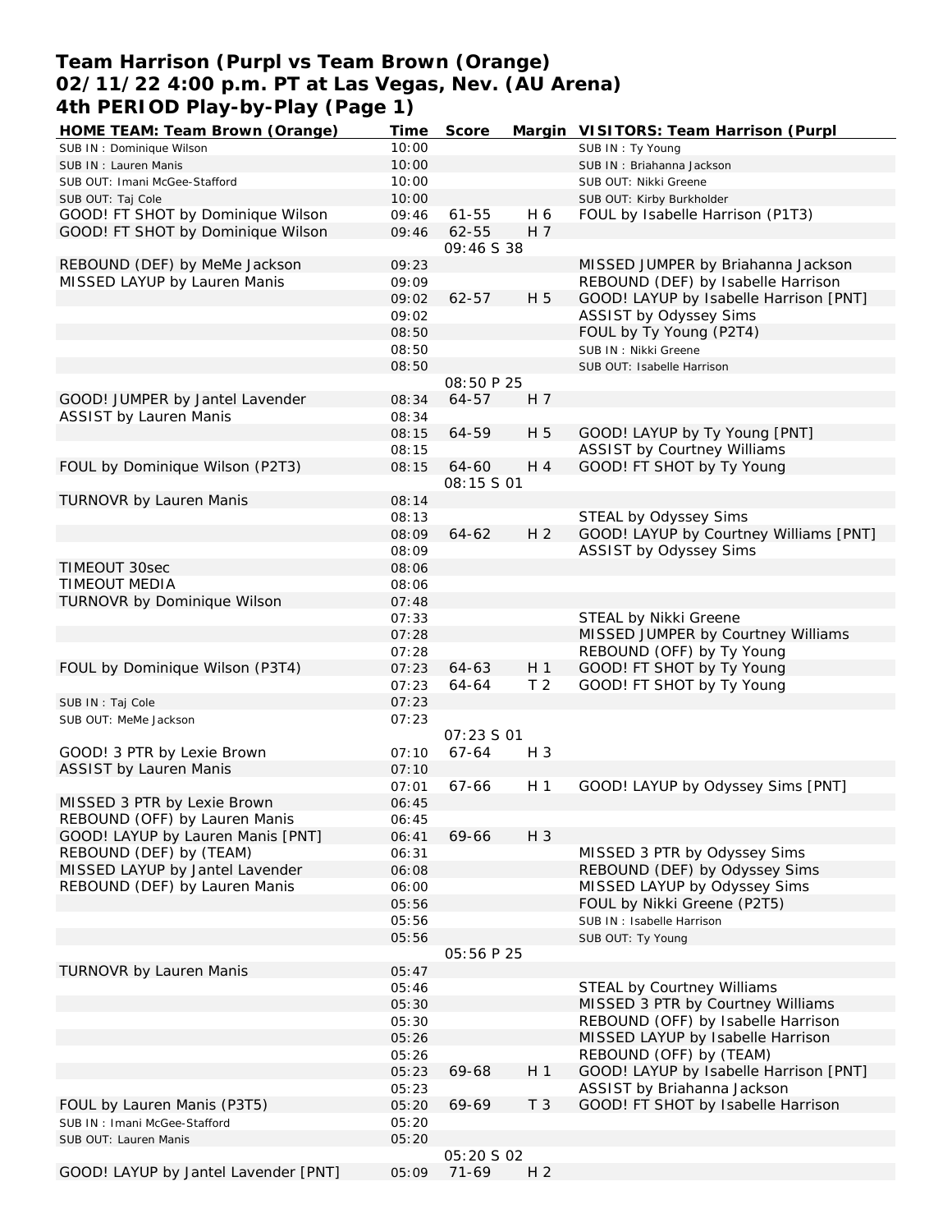# Team Harrison (Purpl vs Team Brown (Orange)
## 02/11/22 4:00 p.m. PT at Las Vegas, Nev. (AU Arena)
## 4th PERIOD Play-by-Play (Page 1)

| HOME TEAM: Team Brown (Orange) | Time | Score | Margin | VISITORS: Team Harrison (Purpl |
|---|---|---|---|---|
| SUB IN : Dominique Wilson | 10:00 | | | SUB IN : Ty Young |
| SUB IN : Lauren Manis | 10:00 | | | SUB IN : Briahanna Jackson |
| SUB OUT: Imani McGee-Stafford | 10:00 | | | SUB OUT: Nikki Greene |
| SUB OUT: Taj Cole | 10:00 | | | SUB OUT: Kirby Burkholder |
| GOOD! FT SHOT by Dominique Wilson | 09:46 | 61-55 | H 6 | FOUL by Isabelle Harrison (P1T3) |
| GOOD! FT SHOT by Dominique Wilson | 09:46 | 62-55 | H 7 | |
| | | 09:46 S 38 | | |
| REBOUND (DEF) by MeMe Jackson | 09:23 | | | MISSED JUMPER by Briahanna Jackson |
| MISSED LAYUP by Lauren Manis | 09:09 | | | REBOUND (DEF) by Isabelle Harrison |
| | 09:02 | 62-57 | H 5 | GOOD! LAYUP by Isabelle Harrison [PNT] |
| | 09:02 | | | ASSIST by Odyssey Sims |
| | 08:50 | | | FOUL by Ty Young (P2T4) |
| | 08:50 | | | SUB IN : Nikki Greene |
| | 08:50 | | | SUB OUT: Isabelle Harrison |
| | | 08:50 P 25 | | |
| GOOD! JUMPER by Jantel Lavender | 08:34 | 64-57 | H 7 | |
| ASSIST by Lauren Manis | 08:34 | | | |
| | 08:15 | 64-59 | H 5 | GOOD! LAYUP by Ty Young [PNT] |
| | 08:15 | | | ASSIST by Courtney Williams |
| FOUL by Dominique Wilson (P2T3) | 08:15 | 64-60 | H 4 | GOOD! FT SHOT by Ty Young |
| | | 08:15 S 01 | | |
| TURNOVR by Lauren Manis | 08:14 | | | |
| | 08:13 | | | STEAL by Odyssey Sims |
| | 08:09 | 64-62 | H 2 | GOOD! LAYUP by Courtney Williams [PNT] |
| | 08:09 | | | ASSIST by Odyssey Sims |
| TIMEOUT 30sec | 08:06 | | | |
| TIMEOUT MEDIA | 08:06 | | | |
| TURNOVR by Dominique Wilson | 07:48 | | | |
| | 07:33 | | | STEAL by Nikki Greene |
| | 07:28 | | | MISSED JUMPER by Courtney Williams |
| | 07:28 | | | REBOUND (OFF) by Ty Young |
| FOUL by Dominique Wilson (P3T4) | 07:23 | 64-63 | H 1 | GOOD! FT SHOT by Ty Young |
| | 07:23 | 64-64 | T 2 | GOOD! FT SHOT by Ty Young |
| SUB IN : Taj Cole | 07:23 | | | |
| SUB OUT: MeMe Jackson | 07:23 | | | |
| | | 07:23 S 01 | | |
| GOOD! 3 PTR by Lexie Brown | 07:10 | 67-64 | H 3 | |
| ASSIST by Lauren Manis | 07:10 | | | |
| | 07:01 | 67-66 | H 1 | GOOD! LAYUP by Odyssey Sims [PNT] |
| MISSED 3 PTR by Lexie Brown | 06:45 | | | |
| REBOUND (OFF) by Lauren Manis | 06:45 | | | |
| GOOD! LAYUP by Lauren Manis [PNT] | 06:41 | 69-66 | H 3 | |
| REBOUND (DEF) by (TEAM) | 06:31 | | | MISSED 3 PTR by Odyssey Sims |
| MISSED LAYUP by Jantel Lavender | 06:08 | | | REBOUND (DEF) by Odyssey Sims |
| REBOUND (DEF) by Lauren Manis | 06:00 | | | MISSED LAYUP by Odyssey Sims |
| | 05:56 | | | FOUL by Nikki Greene (P2T5) |
| | 05:56 | | | SUB IN : Isabelle Harrison |
| | 05:56 | | | SUB OUT: Ty Young |
| | | 05:56 P 25 | | |
| TURNOVR by Lauren Manis | 05:47 | | | |
| | 05:46 | | | STEAL by Courtney Williams |
| | 05:30 | | | MISSED 3 PTR by Courtney Williams |
| | 05:30 | | | REBOUND (OFF) by Isabelle Harrison |
| | 05:26 | | | MISSED LAYUP by Isabelle Harrison |
| | 05:26 | | | REBOUND (OFF) by (TEAM) |
| | 05:23 | 69-68 | H 1 | GOOD! LAYUP by Isabelle Harrison [PNT] |
| | 05:23 | | | ASSIST by Briahanna Jackson |
| FOUL by Lauren Manis (P3T5) | 05:20 | 69-69 | T 3 | GOOD! FT SHOT by Isabelle Harrison |
| SUB IN : Imani McGee-Stafford | 05:20 | | | |
| SUB OUT: Lauren Manis | 05:20 | | | |
| | | 05:20 S 02 | | |
| GOOD! LAYUP by Jantel Lavender [PNT] | 05:09 | 71-69 | H 2 | |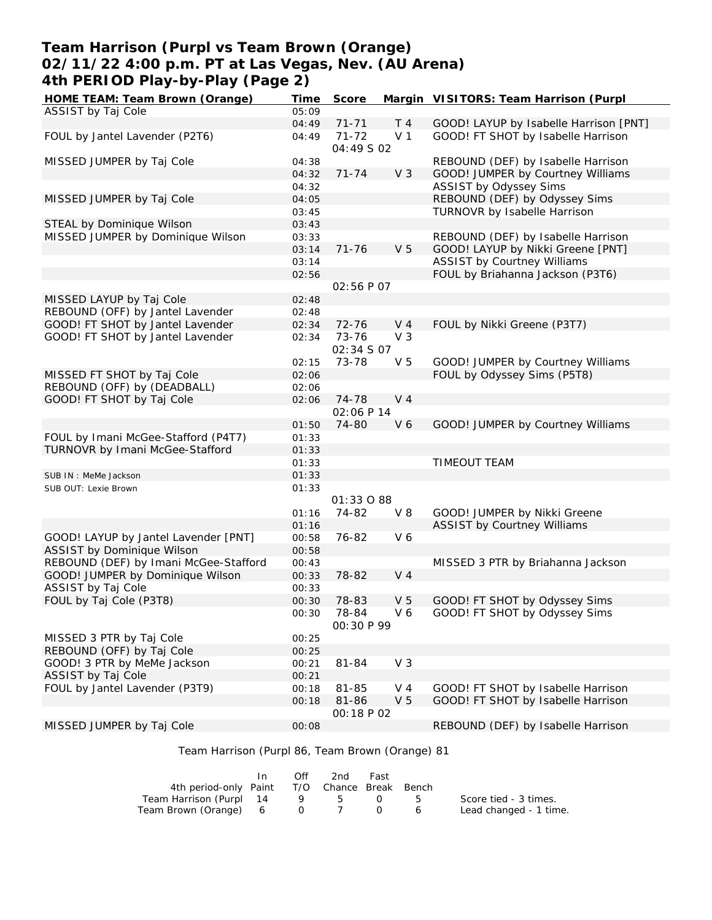# Team Harrison (Purpl vs Team Brown (Orange)
## 02/11/22 4:00 p.m. PT at Las Vegas, Nev. (AU Arena)
## 4th PERIOD Play-by-Play (Page 2)

| HOME TEAM: Team Brown (Orange) | Time | Score | Margin | VISITORS: Team Harrison (Purpl |
|---|---|---|---|---|
| ASSIST by Taj Cole | 05:09 | | | |
| | 04:49 | 71-71 | T 4 | GOOD! LAYUP by Isabelle Harrison [PNT] |
| FOUL by Jantel Lavender (P2T6) | 04:49 | 71-72 | V 1 | GOOD! FT SHOT by Isabelle Harrison |
| | | 04:49 S 02 | | |
| MISSED JUMPER by Taj Cole | 04:38 | | | REBOUND (DEF) by Isabelle Harrison |
| | 04:32 | 71-74 | V 3 | GOOD! JUMPER by Courtney Williams |
| | 04:32 | | | ASSIST by Odyssey Sims |
| MISSED JUMPER by Taj Cole | 04:05 | | | REBOUND (DEF) by Odyssey Sims |
| | 03:45 | | | TURNOVR by Isabelle Harrison |
| STEAL by Dominique Wilson | 03:43 | | | |
| MISSED JUMPER by Dominique Wilson | 03:33 | | | REBOUND (DEF) by Isabelle Harrison |
| | 03:14 | 71-76 | V 5 | GOOD! LAYUP by Nikki Greene [PNT] |
| | 03:14 | | | ASSIST by Courtney Williams |
| | 02:56 | | | FOUL by Briahanna Jackson (P3T6) |
| | | 02:56 P 07 | | |
| MISSED LAYUP by Taj Cole | 02:48 | | | |
| REBOUND (OFF) by Jantel Lavender | 02:48 | | | |
| GOOD! FT SHOT by Jantel Lavender | 02:34 | 72-76 | V 4 | FOUL by Nikki Greene (P3T7) |
| GOOD! FT SHOT by Jantel Lavender | 02:34 | 73-76 | V 3 | |
| | | 02:34 S 07 | | |
| | 02:15 | 73-78 | V 5 | GOOD! JUMPER by Courtney Williams |
| MISSED FT SHOT by Taj Cole | 02:06 | | | FOUL by Odyssey Sims (P5T8) |
| REBOUND (OFF) by (DEADBALL) | 02:06 | | | |
| GOOD! FT SHOT by Taj Cole | 02:06 | 74-78 | V 4 | |
| | | 02:06 P 14 | | |
| | 01:50 | 74-80 | V 6 | GOOD! JUMPER by Courtney Williams |
| FOUL by Imani McGee-Stafford (P4T7) | 01:33 | | | |
| TURNOVR by Imani McGee-Stafford | 01:33 | | | |
| | 01:33 | | | TIMEOUT TEAM |
| SUB IN : MeMe Jackson | 01:33 | | | |
| SUB OUT: Lexie Brown | 01:33 | | | |
| | | 01:33 O 88 | | |
| | 01:16 | 74-82 | V 8 | GOOD! JUMPER by Nikki Greene |
| | 01:16 | | | ASSIST by Courtney Williams |
| GOOD! LAYUP by Jantel Lavender [PNT] | 00:58 | 76-82 | V 6 | |
| ASSIST by Dominique Wilson | 00:58 | | | |
| REBOUND (DEF) by Imani McGee-Stafford | 00:43 | | | MISSED 3 PTR by Briahanna Jackson |
| GOOD! JUMPER by Dominique Wilson | 00:33 | 78-82 | V 4 | |
| ASSIST by Taj Cole | 00:33 | | | |
| FOUL by Taj Cole (P3T8) | 00:30 | 78-83 | V 5 | GOOD! FT SHOT by Odyssey Sims |
| | 00:30 | 78-84 | V 6 | GOOD! FT SHOT by Odyssey Sims |
| | | 00:30 P 99 | | |
| MISSED 3 PTR by Taj Cole | 00:25 | | | |
| REBOUND (OFF) by Taj Cole | 00:25 | | | |
| GOOD! 3 PTR by MeMe Jackson | 00:21 | 81-84 | V 3 | |
| ASSIST by Taj Cole | 00:21 | | | |
| FOUL by Jantel Lavender (P3T9) | 00:18 | 81-85 | V 4 | GOOD! FT SHOT by Isabelle Harrison |
| | 00:18 | 81-86 | V 5 | GOOD! FT SHOT by Isabelle Harrison |
| | | 00:18 P 02 | | |
| MISSED JUMPER by Taj Cole | 00:08 | | | REBOUND (DEF) by Isabelle Harrison |

Team Harrison (Purpl 86, Team Brown (Orange) 81

| 4th period-only | In Paint | Off T/O | 2nd Chance | Fast Break | Bench |
|---|---|---|---|---|---|
| Team Harrison (Purpl | 14 | 9 | 5 | 0 | 5 |
| Team Brown (Orange) | 6 | 0 | 7 | 0 | 6 |

Score tied - 3 times.
Lead changed - 1 time.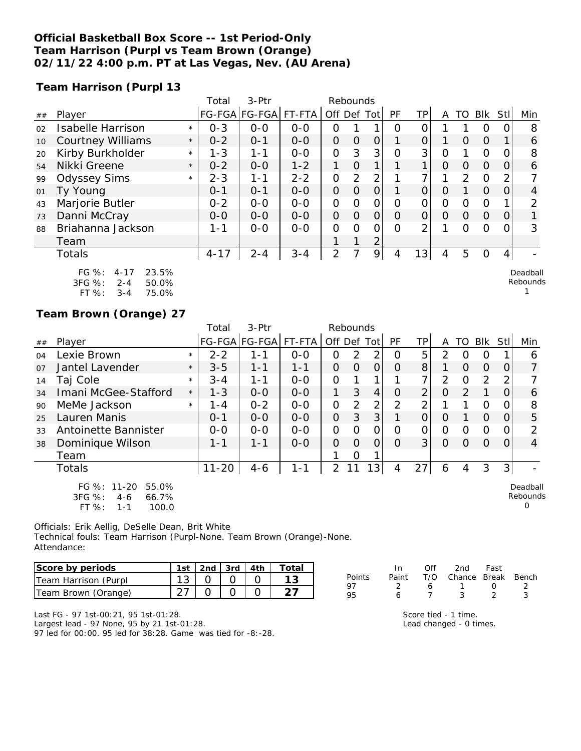**Official Basketball Box Score -- 1st Period-Only**
**Team Harrison (Purpl vs Team Brown (Orange)**
**02/11/22 4:00 p.m. PT at Las Vegas, Nev. (AU Arena)**

### Team Harrison (Purpl 13

| ## | Player | | Total FG-FGA | 3-Ptr FG-FGA | FT-FTA | Rebounds Off | Def | Tot | PF | TP | A | TO | Blk | Stl | Min |
|---|---|---|---|---|---|---|---|---|---|---|---|---|---|---|---|
| 02 | Isabelle Harrison | * | 0-3 | 0-0 | 0-0 | 0 | 1 | 1 | 0 | 0 | 1 | 1 | 0 | 0 | 8 |
| 10 | Courtney Williams | * | 0-2 | 0-1 | 0-0 | 0 | 0 | 0 | 1 | 0 | 1 | 0 | 0 | 1 | 6 |
| 20 | Kirby Burkholder | * | 1-3 | 1-1 | 0-0 | 0 | 3 | 3 | 0 | 3 | 0 | 1 | 0 | 0 | 8 |
| 54 | Nikki Greene | * | 0-2 | 0-0 | 1-2 | 1 | 0 | 1 | 1 | 1 | 0 | 0 | 0 | 0 | 6 |
| 99 | Odyssey Sims | * | 2-3 | 1-1 | 2-2 | 0 | 2 | 2 | 1 | 7 | 1 | 2 | 0 | 2 | 7 |
| 01 | Ty Young | | 0-1 | 0-1 | 0-0 | 0 | 0 | 0 | 1 | 0 | 0 | 1 | 0 | 0 | 4 |
| 43 | Marjorie Butler | | 0-2 | 0-0 | 0-0 | 0 | 0 | 0 | 0 | 0 | 0 | 0 | 0 | 1 | 2 |
| 73 | Danni McCray | | 0-0 | 0-0 | 0-0 | 0 | 0 | 0 | 0 | 0 | 0 | 0 | 0 | 0 | 1 |
| 88 | Briahanna Jackson | | 1-1 | 0-0 | 0-0 | 0 | 0 | 0 | 0 | 2 | 1 | 0 | 0 | 0 | 3 |
| | Team | | | | | 1 | 1 | 2 | | | | | | | |
| | Totals | | 4-17 | 2-4 | 3-4 | 2 | 7 | 9 | 4 | 13 | 4 | 5 | 0 | 4 | - |

FG %: 4-17 23.5%
3FG %: 2-4 50.0%
FT %: 3-4 75.0%

Deadball Rebounds 1

### Team Brown (Orange) 27

| ## | Player | | Total FG-FGA | 3-Ptr FG-FGA | FT-FTA | Rebounds Off | Def | Tot | PF | TP | A | TO | Blk | Stl | Min |
|---|---|---|---|---|---|---|---|---|---|---|---|---|---|---|---|
| 04 | Lexie Brown | * | 2-2 | 1-1 | 0-0 | 0 | 2 | 2 | 0 | 5 | 2 | 0 | 0 | 1 | 6 |
| 07 | Jantel Lavender | * | 3-5 | 1-1 | 1-1 | 0 | 0 | 0 | 0 | 8 | 1 | 0 | 0 | 0 | 7 |
| 14 | Taj Cole | * | 3-4 | 1-1 | 0-0 | 0 | 1 | 1 | 1 | 7 | 2 | 0 | 2 | 2 | 7 |
| 34 | Imani McGee-Stafford | * | 1-3 | 0-0 | 0-0 | 1 | 3 | 4 | 0 | 2 | 0 | 2 | 1 | 0 | 6 |
| 90 | MeMe Jackson | * | 1-4 | 0-2 | 0-0 | 0 | 2 | 2 | 2 | 2 | 1 | 1 | 0 | 0 | 8 |
| 25 | Lauren Manis | | 0-1 | 0-0 | 0-0 | 0 | 3 | 3 | 1 | 0 | 0 | 1 | 0 | 0 | 5 |
| 33 | Antoinette Bannister | | 0-0 | 0-0 | 0-0 | 0 | 0 | 0 | 0 | 0 | 0 | 0 | 0 | 0 | 2 |
| 38 | Dominique Wilson | | 1-1 | 1-1 | 0-0 | 0 | 0 | 0 | 0 | 3 | 0 | 0 | 0 | 0 | 4 |
| | Team | | | | | 1 | 0 | 1 | | | | | | | |
| | Totals | | 11-20 | 4-6 | 1-1 | 2 | 11 | 13 | 4 | 27 | 6 | 4 | 3 | 3 | - |

FG %: 11-20 55.0%
3FG %: 4-6 66.7%
FT %: 1-1 100.0

Deadball Rebounds 0

Officials: Erik Aellig, DeSelle Dean, Brit White
Technical fouls: Team Harrison (Purpl-None. Team Brown (Orange)-None.
Attendance:

| Score by periods | 1st | 2nd | 3rd | 4th | Total |
|---|---|---|---|---|---|
| Team Harrison (Purpl | 13 | 0 | 0 | 0 | 13 |
| Team Brown (Orange) | 27 | 0 | 0 | 0 | 27 |

| Points | In Paint | Off T/O | 2nd Chance | Fast Break | Bench |
|---|---|---|---|---|---|
| 97 | 2 | 6 | 1 | 0 | 2 |
| 95 | 6 | 7 | 3 | 2 | 3 |

Last FG - 97 1st-00:21, 95 1st-01:28.
Largest lead - 97 None, 95 by 21 1st-01:28.
97 led for 00:00. 95 led for 38:28. Game was tied for -8:-28.

Score tied - 1 time.
Lead changed - 0 times.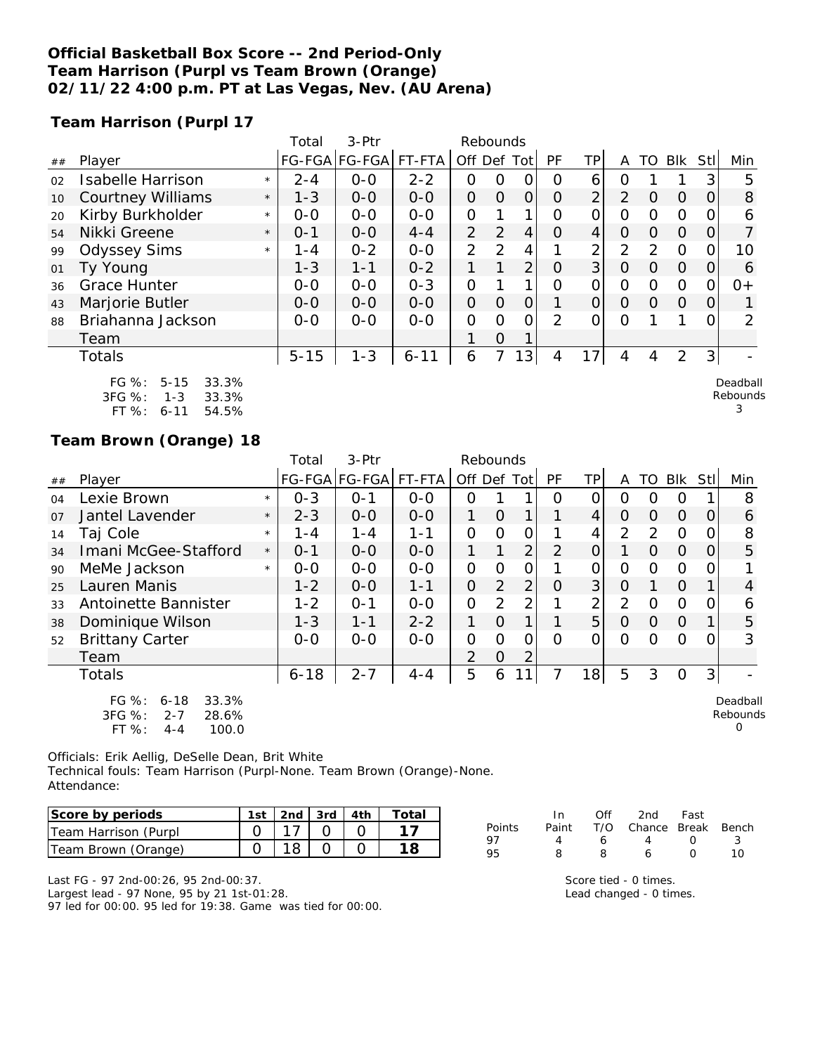**Official Basketball Box Score -- 2nd Period-Only**
**Team Harrison (Purpl vs Team Brown (Orange)**
**02/11/22 4:00 p.m. PT at Las Vegas, Nev. (AU Arena)**

**Team Harrison (Purpl 17**

| ## | Player | | Total FG-FGA | 3-Ptr FG-FGA | FT-FTA | Rebounds Off | Def | Tot | PF | TP | A | TO | Blk | Stl | Min |
|---|---|---|---|---|---|---|---|---|---|---|---|---|---|---|---|
| 02 | Isabelle Harrison | * | 2-4 | 0-0 | 2-2 | 0 | 0 | 0 | 0 | 6 | 0 | 1 | 1 | 3 | 5 |
| 10 | Courtney Williams | * | 1-3 | 0-0 | 0-0 | 0 | 0 | 0 | 0 | 2 | 2 | 0 | 0 | 0 | 8 |
| 20 | Kirby Burkholder | * | 0-0 | 0-0 | 0-0 | 0 | 1 | 1 | 0 | 0 | 0 | 0 | 0 | 0 | 6 |
| 54 | Nikki Greene | * | 0-1 | 0-0 | 4-4 | 2 | 2 | 4 | 0 | 4 | 0 | 0 | 0 | 0 | 7 |
| 99 | Odyssey Sims | * | 1-4 | 0-2 | 0-0 | 2 | 2 | 4 | 1 | 2 | 2 | 2 | 0 | 0 | 10 |
| 01 | Ty Young | | 1-3 | 1-1 | 0-2 | 1 | 1 | 2 | 0 | 3 | 0 | 0 | 0 | 0 | 6 |
| 36 | Grace Hunter | | 0-0 | 0-0 | 0-3 | 0 | 1 | 1 | 0 | 0 | 0 | 0 | 0 | 0 | 0+ |
| 43 | Marjorie Butler | | 0-0 | 0-0 | 0-0 | 0 | 0 | 0 | 1 | 0 | 0 | 0 | 0 | 0 | 1 |
| 88 | Briahanna Jackson | | 0-0 | 0-0 | 0-0 | 0 | 0 | 0 | 2 | 0 | 0 | 1 | 1 | 0 | 2 |
| | Team | | | | | 1 | 0 | 1 | | | | | | | |
| | Totals | | 5-15 | 1-3 | 6-11 | 6 | 7 | 13 | 4 | 17 | 4 | 4 | 2 | 3 | - |

FG %: 5-15 33.3%
3FG %: 1-3 33.3%
FT %: 6-11 54.5%

Deadball Rebounds 3

**Team Brown (Orange) 18**

| ## | Player | | Total FG-FGA | 3-Ptr FG-FGA | FT-FTA | Rebounds Off | Def | Tot | PF | TP | A | TO | Blk | Stl | Min |
|---|---|---|---|---|---|---|---|---|---|---|---|---|---|---|---|
| 04 | Lexie Brown | * | 0-3 | 0-1 | 0-0 | 0 | 1 | 1 | 0 | 0 | 0 | 0 | 0 | 1 | 8 |
| 07 | Jantel Lavender | * | 2-3 | 0-0 | 0-0 | 1 | 0 | 1 | 1 | 4 | 0 | 0 | 0 | 0 | 6 |
| 14 | Taj Cole | * | 1-4 | 1-4 | 1-1 | 0 | 0 | 0 | 1 | 4 | 2 | 2 | 0 | 0 | 8 |
| 34 | Imani McGee-Stafford | * | 0-1 | 0-0 | 0-0 | 1 | 1 | 2 | 2 | 0 | 1 | 0 | 0 | 0 | 5 |
| 90 | MeMe Jackson | * | 0-0 | 0-0 | 0-0 | 0 | 0 | 0 | 1 | 0 | 0 | 0 | 0 | 0 | 1 |
| 25 | Lauren Manis | | 1-2 | 0-0 | 1-1 | 0 | 2 | 2 | 0 | 3 | 0 | 1 | 0 | 1 | 4 |
| 33 | Antoinette Bannister | | 1-2 | 0-1 | 0-0 | 0 | 2 | 2 | 1 | 2 | 2 | 0 | 0 | 0 | 6 |
| 38 | Dominique Wilson | | 1-3 | 1-1 | 2-2 | 1 | 0 | 1 | 1 | 5 | 0 | 0 | 0 | 1 | 5 |
| 52 | Brittany Carter | | 0-0 | 0-0 | 0-0 | 0 | 0 | 0 | 0 | 0 | 0 | 0 | 0 | 0 | 3 |
| | Team | | | | | 2 | 0 | 2 | | | | | | | |
| | Totals | | 6-18 | 2-7 | 4-4 | 5 | 6 | 11 | 7 | 18 | 5 | 3 | 0 | 3 | - |

FG %: 6-18 33.3%
3FG %: 2-7 28.6%
FT %: 4-4 100.0

Deadball Rebounds 0

Officials: Erik Aellig, DeSelle Dean, Brit White
Technical fouls: Team Harrison (Purpl-None. Team Brown (Orange)-None.
Attendance:

| Score by periods | 1st | 2nd | 3rd | 4th | Total |
|---|---|---|---|---|---|
| Team Harrison (Purpl | 0 | 17 | 0 | 0 | 17 |
| Team Brown (Orange) | 0 | 18 | 0 | 0 | 18 |

| Points | In Paint | Off T/O | 2nd Chance | Fast Break | Bench |
|---|---|---|---|---|---|
| 97 | 4 | 6 | 4 | 0 | 3 |
| 95 | 8 | 8 | 6 | 0 | 10 |

Last FG - 97 2nd-00:26, 95 2nd-00:37.
Largest lead - 97 None, 95 by 21 1st-01:28.
97 led for 00:00. 95 led for 19:38. Game was tied for 00:00.

Score tied - 0 times.
Lead changed - 0 times.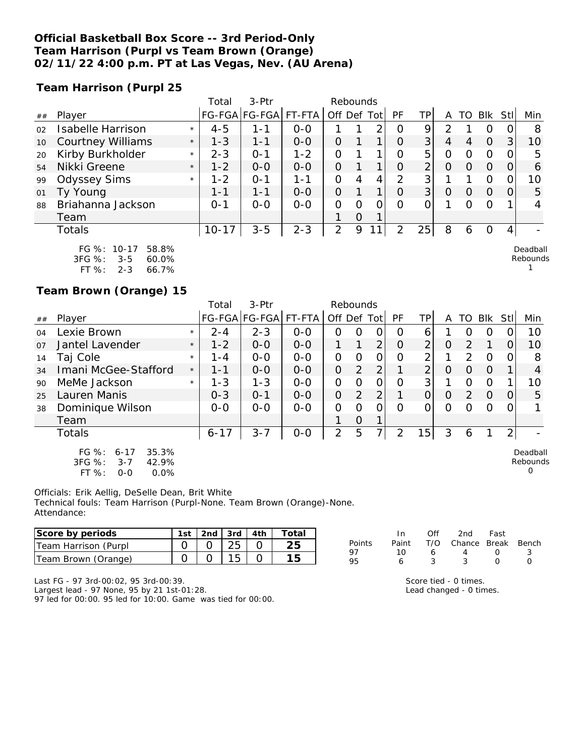**Official Basketball Box Score -- 3rd Period-Only**
**Team Harrison (Purpl vs Team Brown (Orange)**
**02/11/22 4:00 p.m. PT at Las Vegas, Nev. (AU Arena)**

### Team Harrison (Purpl 25

| ## | Player | | Total FG-FGA | 3-Ptr FG-FGA | FT-FTA | Rebounds Off | Def | Tot | PF | TP | A | TO | Blk | Stl | Min |
|---|---|---|---|---|---|---|---|---|---|---|---|---|---|---|---|
| 02 | Isabelle Harrison | * | 4-5 | 1-1 | 0-0 | 1 | 1 | 2 | 0 | 9 | 2 | 1 | 0 | 0 | 8 |
| 10 | Courtney Williams | * | 1-3 | 1-1 | 0-0 | 0 | 1 | 1 | 0 | 3 | 4 | 4 | 0 | 3 | 10 |
| 20 | Kirby Burkholder | * | 2-3 | 0-1 | 1-2 | 0 | 1 | 1 | 0 | 5 | 0 | 0 | 0 | 0 | 5 |
| 54 | Nikki Greene | * | 1-2 | 0-0 | 0-0 | 0 | 1 | 1 | 0 | 2 | 0 | 0 | 0 | 0 | 6 |
| 99 | Odyssey Sims | * | 1-2 | 0-1 | 1-1 | 0 | 4 | 4 | 2 | 3 | 1 | 1 | 0 | 0 | 10 |
| 01 | Ty Young | | 1-1 | 1-1 | 0-0 | 0 | 1 | 1 | 0 | 3 | 0 | 0 | 0 | 0 | 5 |
| 88 | Briahanna Jackson | | 0-1 | 0-0 | 0-0 | 0 | 0 | 0 | 0 | 0 | 1 | 0 | 0 | 1 | 4 |
| | Team | | | | | 1 | 0 | 1 | | | | | | | |
| | Totals | | 10-17 | 3-5 | 2-3 | 2 | 9 | 11 | 2 | 25 | 8 | 6 | 0 | 4 | - |

FG %: 10-17 58.8%
3FG %: 3-5 60.0%
FT %: 2-3 66.7%

Deadball Rebounds 1

### Team Brown (Orange) 15

| ## | Player | | Total FG-FGA | 3-Ptr FG-FGA | FT-FTA | Rebounds Off | Def | Tot | PF | TP | A | TO | Blk | Stl | Min |
|---|---|---|---|---|---|---|---|---|---|---|---|---|---|---|---|
| 04 | Lexie Brown | * | 2-4 | 2-3 | 0-0 | 0 | 0 | 0 | 0 | 6 | 1 | 0 | 0 | 0 | 10 |
| 07 | Jantel Lavender | * | 1-2 | 0-0 | 0-0 | 1 | 1 | 2 | 0 | 2 | 0 | 2 | 1 | 0 | 10 |
| 14 | Taj Cole | * | 1-4 | 0-0 | 0-0 | 0 | 0 | 0 | 0 | 2 | 1 | 2 | 0 | 0 | 8 |
| 34 | Imani McGee-Stafford | * | 1-1 | 0-0 | 0-0 | 0 | 2 | 2 | 1 | 2 | 0 | 0 | 0 | 1 | 4 |
| 90 | MeMe Jackson | * | 1-3 | 1-3 | 0-0 | 0 | 0 | 0 | 0 | 3 | 1 | 0 | 0 | 1 | 10 |
| 25 | Lauren Manis | | 0-3 | 0-1 | 0-0 | 0 | 2 | 2 | 1 | 0 | 0 | 2 | 0 | 0 | 5 |
| 38 | Dominique Wilson | | 0-0 | 0-0 | 0-0 | 0 | 0 | 0 | 0 | 0 | 0 | 0 | 0 | 0 | 1 |
| | Team | | | | | 1 | 0 | 1 | | | | | | | |
| | Totals | | 6-17 | 3-7 | 0-0 | 2 | 5 | 7 | 2 | 15 | 3 | 6 | 1 | 2 | - |

FG %: 6-17 35.3%
3FG %: 3-7 42.9%
FT %: 0-0 0.0%

Deadball Rebounds 0

Officials: Erik Aellig, DeSelle Dean, Brit White
Technical fouls: Team Harrison (Purpl-None. Team Brown (Orange)-None.
Attendance:

| Score by periods | 1st | 2nd | 3rd | 4th | Total |
|---|---|---|---|---|---|
| Team Harrison (Purpl | 0 | 0 | 25 | 0 | 25 |
| Team Brown (Orange) | 0 | 0 | 15 | 0 | 15 |

| Points | In Paint | Off T/O | 2nd Chance | Fast Break | Bench |
|---|---|---|---|---|---|
| 97 | 10 | 6 | 4 | 0 | 3 |
| 95 | 6 | 3 | 3 | 0 | 0 |

Last FG - 97 3rd-00:02, 95 3rd-00:39.
Largest lead - 97 None, 95 by 21 1st-01:28.
97 led for 00:00. 95 led for 10:00. Game was tied for 00:00.

Score tied - 0 times.
Lead changed - 0 times.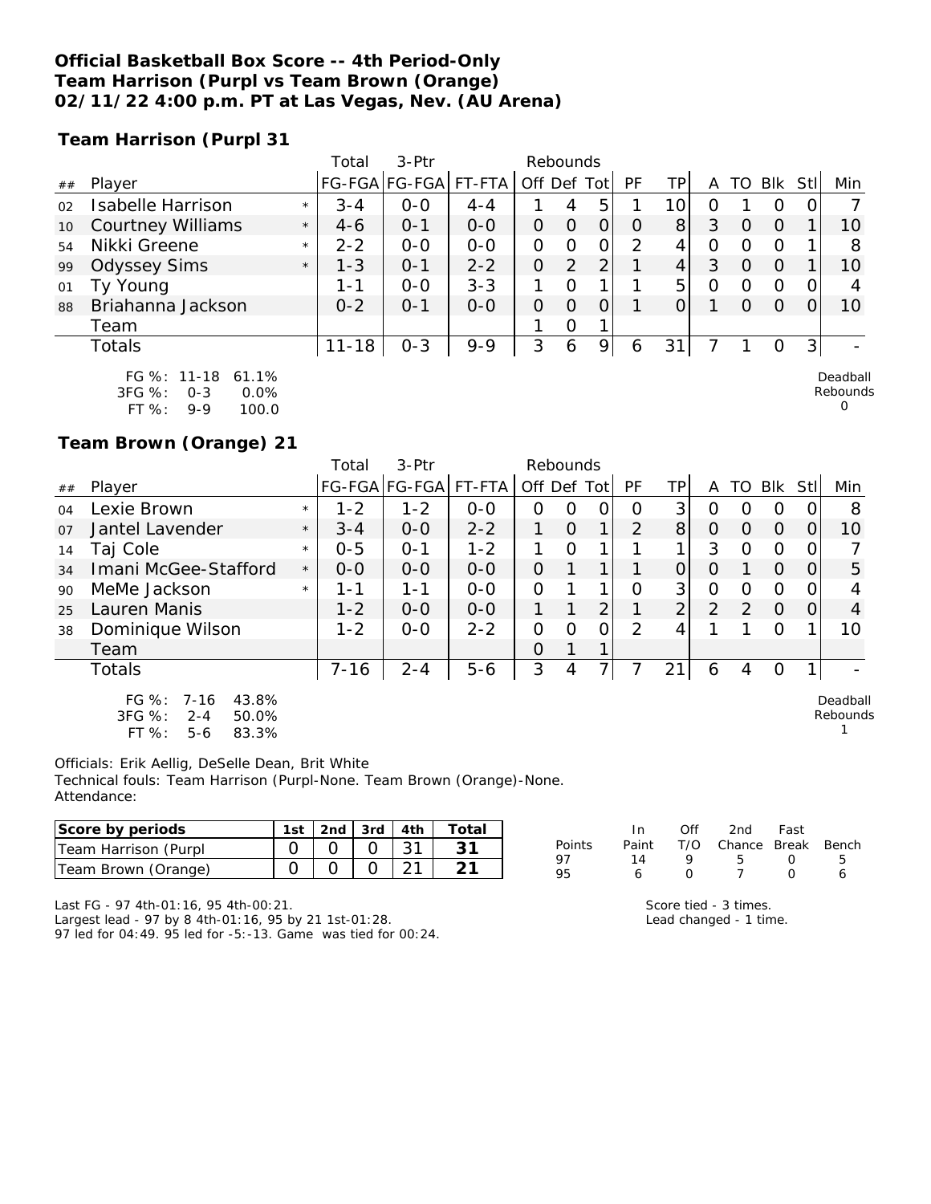**Official Basketball Box Score -- 4th Period-Only**
**Team Harrison (Purpl vs Team Brown (Orange)**
**02/11/22 4:00 p.m. PT at Las Vegas, Nev. (AU Arena)**

### Team Harrison (Purpl 31

| ## | Player | | Total FG-FGA | 3-Ptr FG-FGA | FT-FTA | Rebounds Off | Def | Tot | PF | TP | A | TO | Blk | Stl | Min |
|---|---|---|---|---|---|---|---|---|---|---|---|---|---|---|---|
| 02 | Isabelle Harrison | * | 3-4 | 0-0 | 4-4 | 1 | 4 | 5 | 1 | 10 | 0 | 1 | 0 | 0 | 7 |
| 10 | Courtney Williams | * | 4-6 | 0-1 | 0-0 | 0 | 0 | 0 | 0 | 8 | 3 | 0 | 0 | 1 | 10 |
| 54 | Nikki Greene | * | 2-2 | 0-0 | 0-0 | 0 | 0 | 0 | 2 | 4 | 0 | 0 | 0 | 1 | 8 |
| 99 | Odyssey Sims | * | 1-3 | 0-1 | 2-2 | 0 | 2 | 2 | 1 | 4 | 3 | 0 | 0 | 1 | 10 |
| 01 | Ty Young | | 1-1 | 0-0 | 3-3 | 1 | 0 | 1 | 1 | 5 | 0 | 0 | 0 | 0 | 4 |
| 88 | Briahanna Jackson | | 0-2 | 0-1 | 0-0 | 0 | 0 | 0 | 1 | 0 | 1 | 0 | 0 | 0 | 10 |
| | Team | | | | | 1 | 0 | 1 | | | | | | | |
| | Totals | | 11-18 | 0-3 | 9-9 | 3 | 6 | 9 | 6 | 31 | 7 | 1 | 0 | 3 | - |

FG %: 11-18 61.1%
3FG %: 0-3 0.0%
FT %: 9-9 100.0

Deadball Rebounds 0

### Team Brown (Orange) 21

| ## | Player | | Total FG-FGA | 3-Ptr FG-FGA | FT-FTA | Rebounds Off | Def | Tot | PF | TP | A | TO | Blk | Stl | Min |
|---|---|---|---|---|---|---|---|---|---|---|---|---|---|---|---|
| 04 | Lexie Brown | * | 1-2 | 1-2 | 0-0 | 0 | 0 | 0 | 0 | 3 | 0 | 0 | 0 | 0 | 8 |
| 07 | Jantel Lavender | * | 3-4 | 0-0 | 2-2 | 1 | 0 | 1 | 2 | 8 | 0 | 0 | 0 | 0 | 10 |
| 14 | Taj Cole | * | 0-5 | 0-1 | 1-2 | 1 | 0 | 1 | 1 | 1 | 3 | 0 | 0 | 0 | 7 |
| 34 | Imani McGee-Stafford | * | 0-0 | 0-0 | 0-0 | 0 | 1 | 1 | 1 | 0 | 0 | 1 | 0 | 0 | 5 |
| 90 | MeMe Jackson | * | 1-1 | 1-1 | 0-0 | 0 | 1 | 1 | 0 | 3 | 0 | 0 | 0 | 0 | 4 |
| 25 | Lauren Manis | | 1-2 | 0-0 | 0-0 | 1 | 1 | 2 | 1 | 2 | 2 | 2 | 0 | 0 | 4 |
| 38 | Dominique Wilson | | 1-2 | 0-0 | 2-2 | 0 | 0 | 0 | 2 | 4 | 1 | 1 | 0 | 1 | 10 |
| | Team | | | | | 0 | 1 | 1 | | | | | | | |
| | Totals | | 7-16 | 2-4 | 5-6 | 3 | 4 | 7 | 7 | 21 | 6 | 4 | 0 | 1 | - |

FG %: 7-16 43.8%
3FG %: 2-4 50.0%
FT %: 5-6 83.3%

Deadball Rebounds 1

Officials: Erik Aellig, DeSelle Dean, Brit White
Technical fouls: Team Harrison (Purpl-None. Team Brown (Orange)-None.
Attendance:

| Score by periods | 1st | 2nd | 3rd | 4th | Total |
|---|---|---|---|---|---|
| Team Harrison (Purpl | 0 | 0 | 0 | 31 | 31 |
| Team Brown (Orange) | 0 | 0 | 0 | 21 | 21 |

| Points | In Paint | Off T/O | 2nd Chance | Fast Break | Bench |
|---|---|---|---|---|---|
| 97 | 14 | 9 | 5 | 0 | 5 |
| 95 | 6 | 0 | 7 | 0 | 6 |

Last FG - 97 4th-01:16, 95 4th-00:21.
Largest lead - 97 by 8 4th-01:16, 95 by 21 1st-01:28.
97 led for 04:49. 95 led for -5:-13. Game was tied for 00:24.

Score tied - 3 times.
Lead changed - 1 time.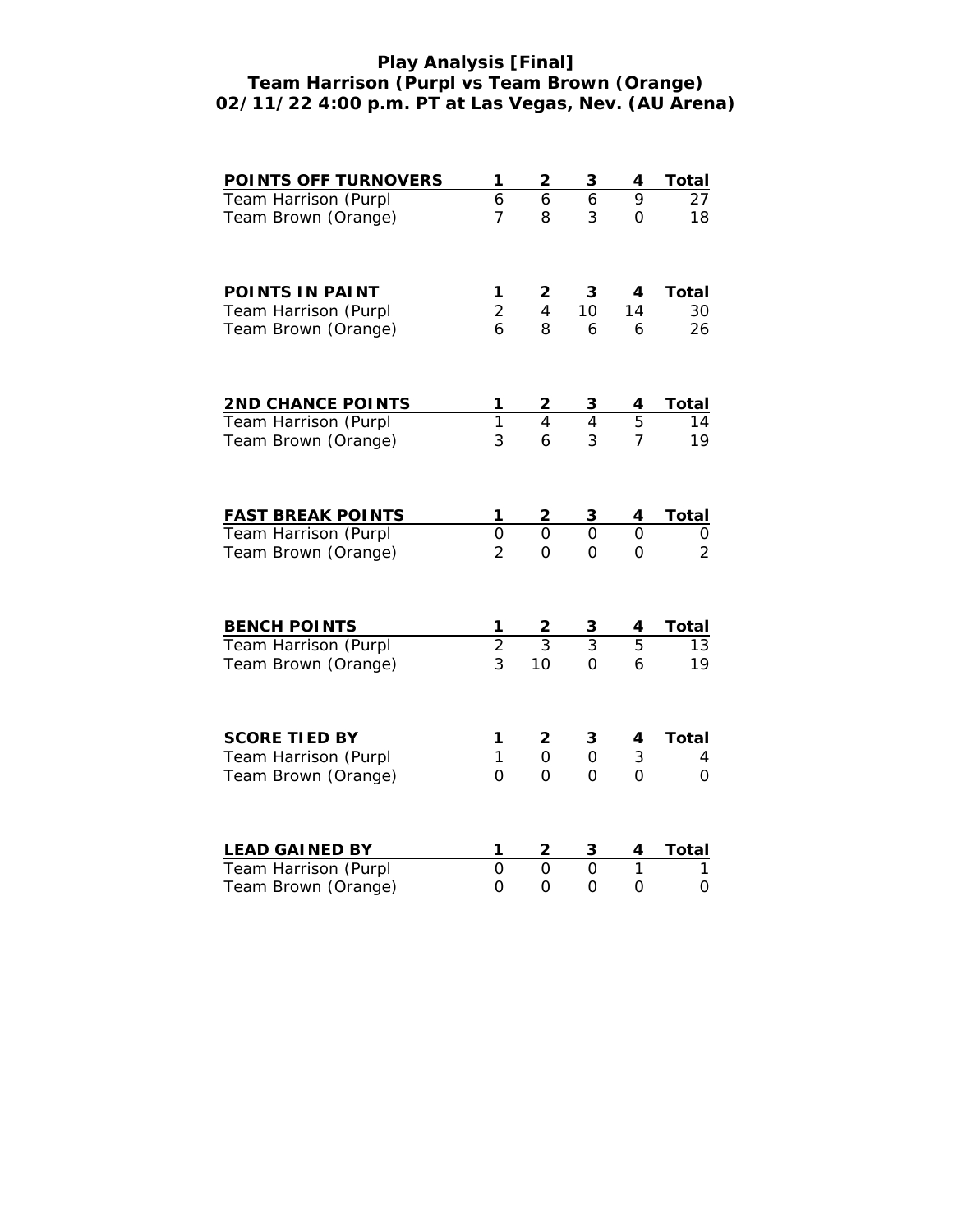# Play Analysis [Final]
## Team Harrison (Purpl vs Team Brown (Orange)
## 02/11/22 4:00 p.m. PT at Las Vegas, Nev. (AU Arena)

| POINTS OFF TURNOVERS | 1 | 2 | 3 | 4 | Total |
|---|---|---|---|---|---|
| Team Harrison (Purpl | 6 | 6 | 6 | 9 | 27 |
| Team Brown (Orange) | 7 | 8 | 3 | 0 | 18 |

| POINTS IN PAINT | 1 | 2 | 3 | 4 | Total |
|---|---|---|---|---|---|
| Team Harrison (Purpl | 2 | 4 | 10 | 14 | 30 |
| Team Brown (Orange) | 6 | 8 | 6 | 6 | 26 |

| 2ND CHANCE POINTS | 1 | 2 | 3 | 4 | Total |
|---|---|---|---|---|---|
| Team Harrison (Purpl | 1 | 4 | 4 | 5 | 14 |
| Team Brown (Orange) | 3 | 6 | 3 | 7 | 19 |

| FAST BREAK POINTS | 1 | 2 | 3 | 4 | Total |
|---|---|---|---|---|---|
| Team Harrison (Purpl | 0 | 0 | 0 | 0 | 0 |
| Team Brown (Orange) | 2 | 0 | 0 | 0 | 2 |

| BENCH POINTS | 1 | 2 | 3 | 4 | Total |
|---|---|---|---|---|---|
| Team Harrison (Purpl | 2 | 3 | 3 | 5 | 13 |
| Team Brown (Orange) | 3 | 10 | 0 | 6 | 19 |

| SCORE TIED BY | 1 | 2 | 3 | 4 | Total |
|---|---|---|---|---|---|
| Team Harrison (Purpl | 1 | 0 | 0 | 3 | 4 |
| Team Brown (Orange) | 0 | 0 | 0 | 0 | 0 |

| LEAD GAINED BY | 1 | 2 | 3 | 4 | Total |
|---|---|---|---|---|---|
| Team Harrison (Purpl | 0 | 0 | 0 | 1 | 1 |
| Team Brown (Orange) | 0 | 0 | 0 | 0 | 0 |